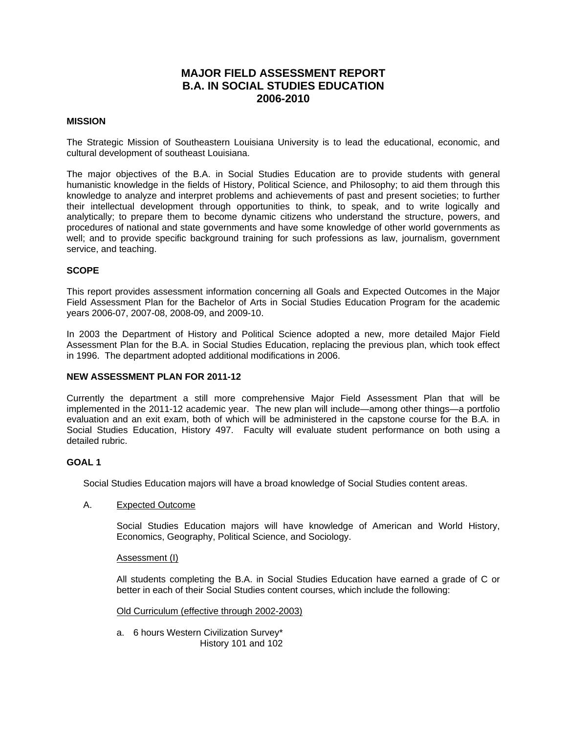# MAJOR FIELD ASSESSMENT REPORT
# B.A. IN SOCIAL STUDIES EDUCATION
# 2006-2010

## MISSION

The Strategic Mission of Southeastern Louisiana University is to lead the educational, economic, and cultural development of southeast Louisiana.

The major objectives of the B.A. in Social Studies Education are to provide students with general humanistic knowledge in the fields of History, Political Science, and Philosophy; to aid them through this knowledge to analyze and interpret problems and achievements of past and present societies; to further their intellectual development through opportunities to think, to speak, and to write logically and analytically; to prepare them to become dynamic citizens who understand the structure, powers, and procedures of national and state governments and have some knowledge of other world governments as well; and to provide specific background training for such professions as law, journalism, government service, and teaching.

## SCOPE

This report provides assessment information concerning all Goals and Expected Outcomes in the Major Field Assessment Plan for the Bachelor of Arts in Social Studies Education Program for the academic years 2006-07, 2007-08, 2008-09, and 2009-10.

In 2003 the Department of History and Political Science adopted a new, more detailed Major Field Assessment Plan for the B.A. in Social Studies Education, replacing the previous plan, which took effect in 1996. The department adopted additional modifications in 2006.

## NEW ASSESSMENT PLAN FOR 2011-12

Currently the department a still more comprehensive Major Field Assessment Plan that will be implemented in the 2011-12 academic year. The new plan will include—among other things—a portfolio evaluation and an exit exam, both of which will be administered in the capstone course for the B.A. in Social Studies Education, History 497. Faculty will evaluate student performance on both using a detailed rubric.

## GOAL 1

Social Studies Education majors will have a broad knowledge of Social Studies content areas.

A. Expected Outcome

Social Studies Education majors will have knowledge of American and World History, Economics, Geography, Political Science, and Sociology.

Assessment (I)

All students completing the B.A. in Social Studies Education have earned a grade of C or better in each of their Social Studies content courses, which include the following:

Old Curriculum (effective through 2002-2003)

a. 6 hours Western Civilization Survey*
   History 101 and 102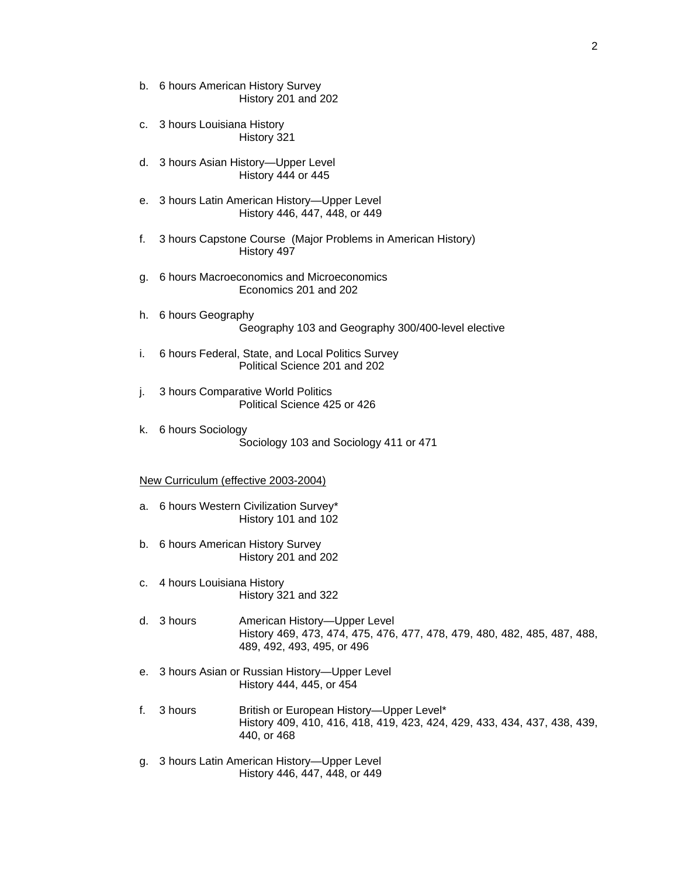b. 6 hours American History Survey
   History 201 and 202

c. 3 hours Louisiana History
   History 321

d. 3 hours Asian History—Upper Level
   History 444 or 445

e. 3 hours Latin American History—Upper Level
   History 446, 447, 448, or 449

f. 3 hours Capstone Course (Major Problems in American History)
   History 497

g. 6 hours Macroeconomics and Microeconomics
   Economics 201 and 202

h. 6 hours Geography
   Geography 103 and Geography 300/400-level elective

i. 6 hours Federal, State, and Local Politics Survey
   Political Science 201 and 202

j. 3 hours Comparative World Politics
   Political Science 425 or 426

k. 6 hours Sociology
   Sociology 103 and Sociology 411 or 471

<u>New Curriculum (effective 2003-2004)</u>

a. 6 hours Western Civilization Survey*
   History 101 and 102

b. 6 hours American History Survey
   History 201 and 202

c. 4 hours Louisiana History
   History 321 and 322

d. 3 hours American History—Upper Level
   History 469, 473, 474, 475, 476, 477, 478, 479, 480, 482, 485, 487, 488, 489, 492, 493, 495, or 496

e. 3 hours Asian or Russian History—Upper Level
   History 444, 445, or 454

f. 3 hours British or European History—Upper Level*
   History 409, 410, 416, 418, 419, 423, 424, 429, 433, 434, 437, 438, 439, 440, or 468

g. 3 hours Latin American History—Upper Level
   History 446, 447, 448, or 449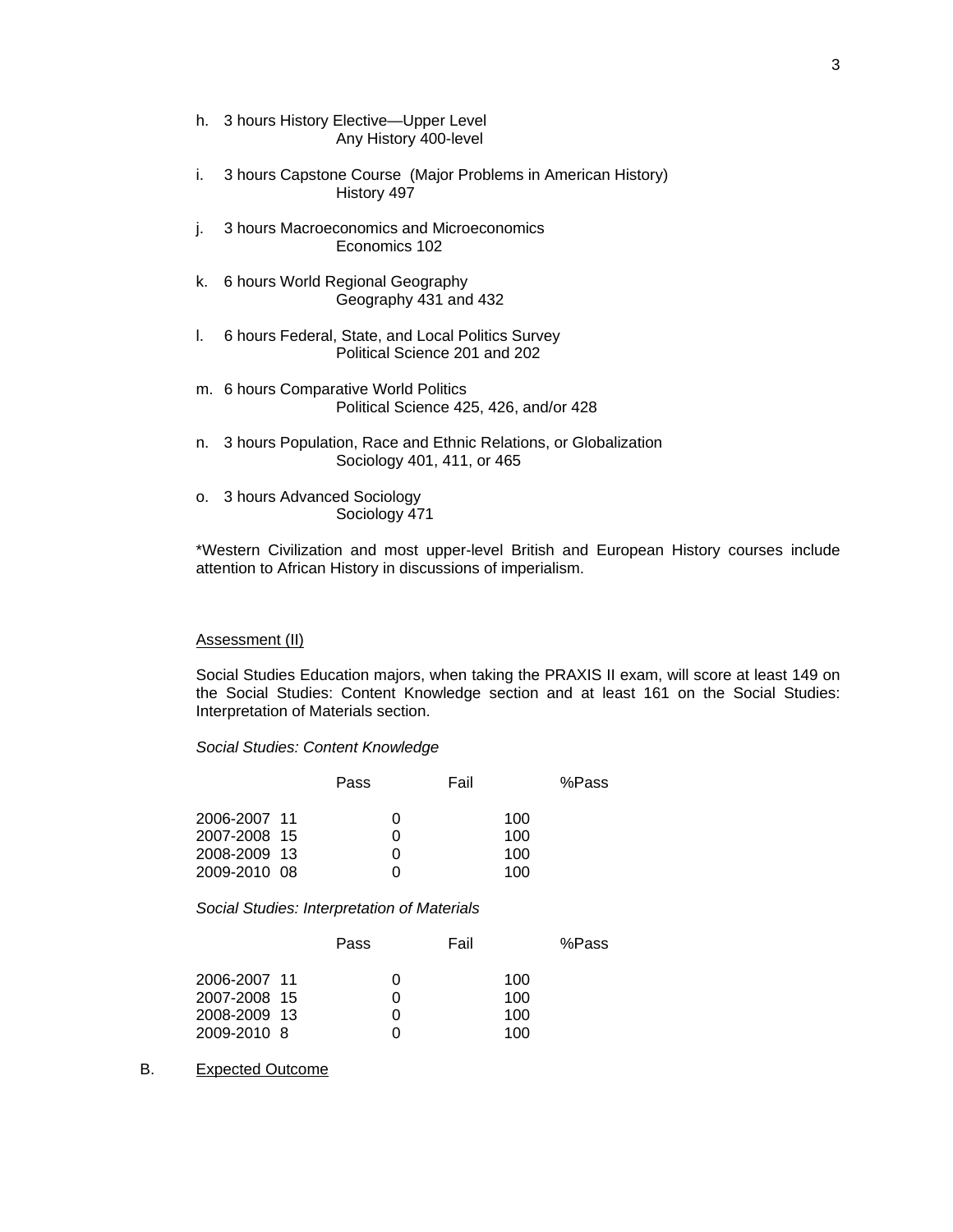h. 3 hours History Elective—Upper Level
   Any History 400-level

i. 3 hours Capstone Course (Major Problems in American History)
   History 497

j. 3 hours Macroeconomics and Microeconomics
   Economics 102

k. 6 hours World Regional Geography
   Geography 431 and 432

l. 6 hours Federal, State, and Local Politics Survey
   Political Science 201 and 202

m. 6 hours Comparative World Politics
   Political Science 425, 426, and/or 428

n. 3 hours Population, Race and Ethnic Relations, or Globalization
   Sociology 401, 411, or 465

o. 3 hours Advanced Sociology
   Sociology 471

*Western Civilization and most upper-level British and European History courses include attention to African History in discussions of imperialism.

Assessment (II)

Social Studies Education majors, when taking the PRAXIS II exam, will score at least 149 on the Social Studies: Content Knowledge section and at least 161 on the Social Studies: Interpretation of Materials section.

*Social Studies: Content Knowledge*

| | Pass | Fail | %Pass |
|---|---|---|---|
| 2006-2007 | 11 | 0 | 100 |
| 2007-2008 | 15 | 0 | 100 |
| 2008-2009 | 13 | 0 | 100 |
| 2009-2010 | 08 | 0 | 100 |

*Social Studies: Interpretation of Materials*

| | Pass | Fail | %Pass |
|---|---|---|---|
| 2006-2007 | 11 | 0 | 100 |
| 2007-2008 | 15 | 0 | 100 |
| 2008-2009 | 13 | 0 | 100 |
| 2009-2010 | 8 | 0 | 100 |

B. Expected Outcome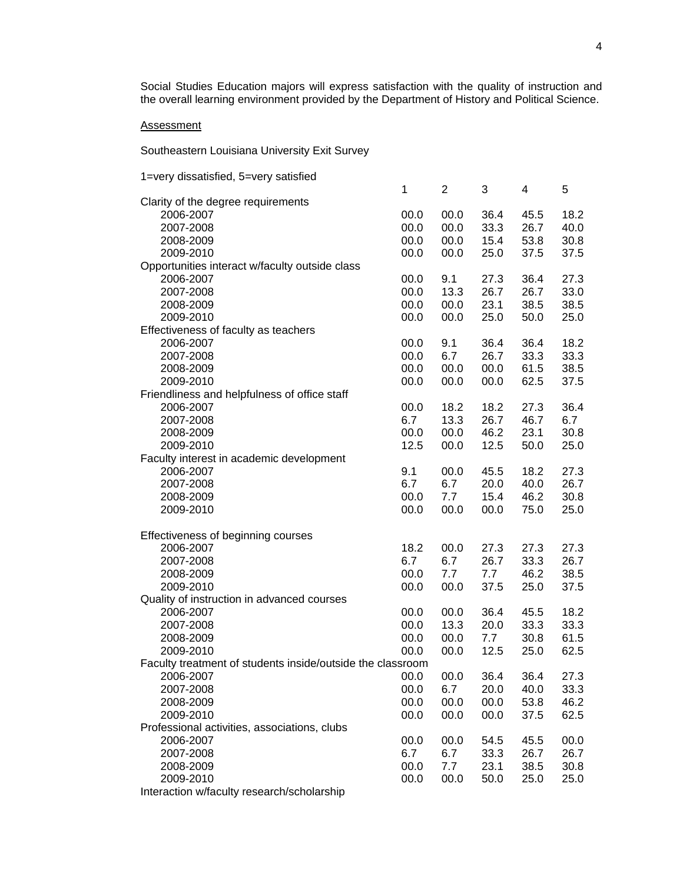Social Studies Education majors will express satisfaction with the quality of instruction and the overall learning environment provided by the Department of History and Political Science.

<u>Assessment</u>

Southeastern Louisiana University Exit Survey

1=very dissatisfied, 5=very satisfied

| | 1 | 2 | 3 | 4 | 5 |
|---|---|---|---|---|---|
| Clarity of the degree requirements | | | | | |
| 2006-2007 | 00.0 | 00.0 | 36.4 | 45.5 | 18.2 |
| 2007-2008 | 00.0 | 00.0 | 33.3 | 26.7 | 40.0 |
| 2008-2009 | 00.0 | 00.0 | 15.4 | 53.8 | 30.8 |
| 2009-2010 | 00.0 | 00.0 | 25.0 | 37.5 | 37.5 |
| Opportunities interact w/faculty outside class | | | | | |
| 2006-2007 | 00.0 | 9.1 | 27.3 | 36.4 | 27.3 |
| 2007-2008 | 00.0 | 13.3 | 26.7 | 26.7 | 33.0 |
| 2008-2009 | 00.0 | 00.0 | 23.1 | 38.5 | 38.5 |
| 2009-2010 | 00.0 | 00.0 | 25.0 | 50.0 | 25.0 |
| Effectiveness of faculty as teachers | | | | | |
| 2006-2007 | 00.0 | 9.1 | 36.4 | 36.4 | 18.2 |
| 2007-2008 | 00.0 | 6.7 | 26.7 | 33.3 | 33.3 |
| 2008-2009 | 00.0 | 00.0 | 00.0 | 61.5 | 38.5 |
| 2009-2010 | 00.0 | 00.0 | 00.0 | 62.5 | 37.5 |
| Friendliness and helpfulness of office staff | | | | | |
| 2006-2007 | 00.0 | 18.2 | 18.2 | 27.3 | 36.4 |
| 2007-2008 | 6.7 | 13.3 | 26.7 | 46.7 | 6.7 |
| 2008-2009 | 00.0 | 00.0 | 46.2 | 23.1 | 30.8 |
| 2009-2010 | 12.5 | 00.0 | 12.5 | 50.0 | 25.0 |
| Faculty interest in academic development | | | | | |
| 2006-2007 | 9.1 | 00.0 | 45.5 | 18.2 | 27.3 |
| 2007-2008 | 6.7 | 6.7 | 20.0 | 40.0 | 26.7 |
| 2008-2009 | 00.0 | 7.7 | 15.4 | 46.2 | 30.8 |
| 2009-2010 | 00.0 | 00.0 | 00.0 | 75.0 | 25.0 |
| Effectiveness of beginning courses | | | | | |
| 2006-2007 | 18.2 | 00.0 | 27.3 | 27.3 | 27.3 |
| 2007-2008 | 6.7 | 6.7 | 26.7 | 33.3 | 26.7 |
| 2008-2009 | 00.0 | 7.7 | 7.7 | 46.2 | 38.5 |
| 2009-2010 | 00.0 | 00.0 | 37.5 | 25.0 | 37.5 |
| Quality of instruction in advanced courses | | | | | |
| 2006-2007 | 00.0 | 00.0 | 36.4 | 45.5 | 18.2 |
| 2007-2008 | 00.0 | 13.3 | 20.0 | 33.3 | 33.3 |
| 2008-2009 | 00.0 | 00.0 | 7.7 | 30.8 | 61.5 |
| 2009-2010 | 00.0 | 00.0 | 12.5 | 25.0 | 62.5 |
| Faculty treatment of students inside/outside the classroom | | | | | |
| 2006-2007 | 00.0 | 00.0 | 36.4 | 36.4 | 27.3 |
| 2007-2008 | 00.0 | 6.7 | 20.0 | 40.0 | 33.3 |
| 2008-2009 | 00.0 | 00.0 | 00.0 | 53.8 | 46.2 |
| 2009-2010 | 00.0 | 00.0 | 00.0 | 37.5 | 62.5 |
| Professional activities, associations, clubs | | | | | |
| 2006-2007 | 00.0 | 00.0 | 54.5 | 45.5 | 00.0 |
| 2007-2008 | 6.7 | 6.7 | 33.3 | 26.7 | 26.7 |
| 2008-2009 | 00.0 | 7.7 | 23.1 | 38.5 | 30.8 |
| 2009-2010 | 00.0 | 00.0 | 50.0 | 25.0 | 25.0 |
| Interaction w/faculty research/scholarship | | | | | |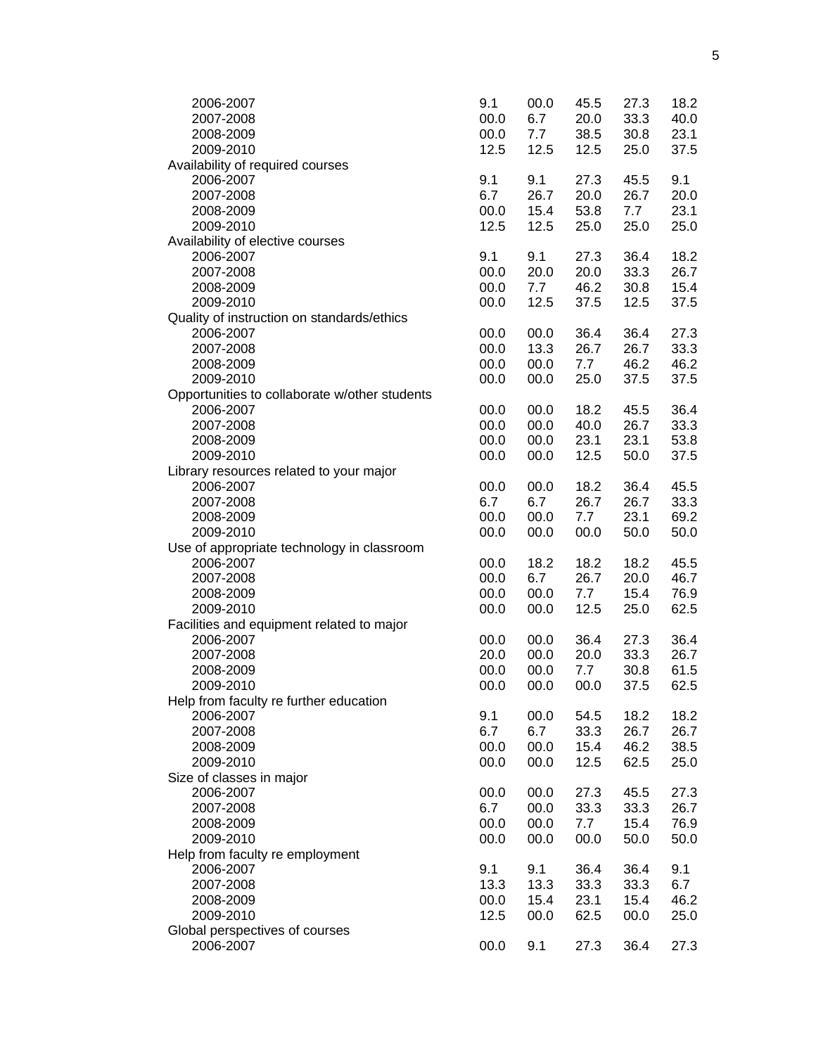| | | | | | |
|---|---|---|---|---|---|
| 2006-2007 | 9.1 | 00.0 | 45.5 | 27.3 | 18.2 |
| 2007-2008 | 00.0 | 6.7 | 20.0 | 33.3 | 40.0 |
| 2008-2009 | 00.0 | 7.7 | 38.5 | 30.8 | 23.1 |
| 2009-2010 | 12.5 | 12.5 | 12.5 | 25.0 | 37.5 |
| Availability of required courses | | | | | |
| 2006-2007 | 9.1 | 9.1 | 27.3 | 45.5 | 9.1 |
| 2007-2008 | 6.7 | 26.7 | 20.0 | 26.7 | 20.0 |
| 2008-2009 | 00.0 | 15.4 | 53.8 | 7.7 | 23.1 |
| 2009-2010 | 12.5 | 12.5 | 25.0 | 25.0 | 25.0 |
| Availability of elective courses | | | | | |
| 2006-2007 | 9.1 | 9.1 | 27.3 | 36.4 | 18.2 |
| 2007-2008 | 00.0 | 20.0 | 20.0 | 33.3 | 26.7 |
| 2008-2009 | 00.0 | 7.7 | 46.2 | 30.8 | 15.4 |
| 2009-2010 | 00.0 | 12.5 | 37.5 | 12.5 | 37.5 |
| Quality of instruction on standards/ethics | | | | | |
| 2006-2007 | 00.0 | 00.0 | 36.4 | 36.4 | 27.3 |
| 2007-2008 | 00.0 | 13.3 | 26.7 | 26.7 | 33.3 |
| 2008-2009 | 00.0 | 00.0 | 7.7 | 46.2 | 46.2 |
| 2009-2010 | 00.0 | 00.0 | 25.0 | 37.5 | 37.5 |
| Opportunities to collaborate w/other students | | | | | |
| 2006-2007 | 00.0 | 00.0 | 18.2 | 45.5 | 36.4 |
| 2007-2008 | 00.0 | 00.0 | 40.0 | 26.7 | 33.3 |
| 2008-2009 | 00.0 | 00.0 | 23.1 | 23.1 | 53.8 |
| 2009-2010 | 00.0 | 00.0 | 12.5 | 50.0 | 37.5 |
| Library resources related to your major | | | | | |
| 2006-2007 | 00.0 | 00.0 | 18.2 | 36.4 | 45.5 |
| 2007-2008 | 6.7 | 6.7 | 26.7 | 26.7 | 33.3 |
| 2008-2009 | 00.0 | 00.0 | 7.7 | 23.1 | 69.2 |
| 2009-2010 | 00.0 | 00.0 | 00.0 | 50.0 | 50.0 |
| Use of appropriate technology in classroom | | | | | |
| 2006-2007 | 00.0 | 18.2 | 18.2 | 18.2 | 45.5 |
| 2007-2008 | 00.0 | 6.7 | 26.7 | 20.0 | 46.7 |
| 2008-2009 | 00.0 | 00.0 | 7.7 | 15.4 | 76.9 |
| 2009-2010 | 00.0 | 00.0 | 12.5 | 25.0 | 62.5 |
| Facilities and equipment related to major | | | | | |
| 2006-2007 | 00.0 | 00.0 | 36.4 | 27.3 | 36.4 |
| 2007-2008 | 20.0 | 00.0 | 20.0 | 33.3 | 26.7 |
| 2008-2009 | 00.0 | 00.0 | 7.7 | 30.8 | 61.5 |
| 2009-2010 | 00.0 | 00.0 | 00.0 | 37.5 | 62.5 |
| Help from faculty re further education | | | | | |
| 2006-2007 | 9.1 | 00.0 | 54.5 | 18.2 | 18.2 |
| 2007-2008 | 6.7 | 6.7 | 33.3 | 26.7 | 26.7 |
| 2008-2009 | 00.0 | 00.0 | 15.4 | 46.2 | 38.5 |
| 2009-2010 | 00.0 | 00.0 | 12.5 | 62.5 | 25.0 |
| Size of classes in major | | | | | |
| 2006-2007 | 00.0 | 00.0 | 27.3 | 45.5 | 27.3 |
| 2007-2008 | 6.7 | 00.0 | 33.3 | 33.3 | 26.7 |
| 2008-2009 | 00.0 | 00.0 | 7.7 | 15.4 | 76.9 |
| 2009-2010 | 00.0 | 00.0 | 00.0 | 50.0 | 50.0 |
| Help from faculty re employment | | | | | |
| 2006-2007 | 9.1 | 9.1 | 36.4 | 36.4 | 9.1 |
| 2007-2008 | 13.3 | 13.3 | 33.3 | 33.3 | 6.7 |
| 2008-2009 | 00.0 | 15.4 | 23.1 | 15.4 | 46.2 |
| 2009-2010 | 12.5 | 00.0 | 62.5 | 00.0 | 25.0 |
| Global perspectives of courses | | | | | |
| 2006-2007 | 00.0 | 9.1 | 27.3 | 36.4 | 27.3 |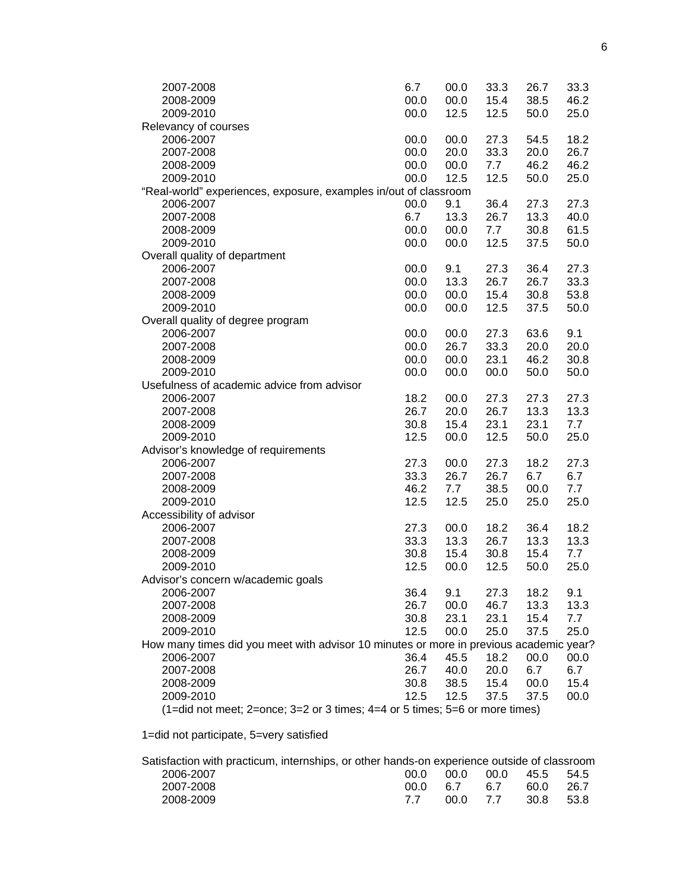| | | | | | |
|---|---|---|---|---|---|
| 2007-2008 | 6.7 | 00.0 | 33.3 | 26.7 | 33.3 |
| 2008-2009 | 00.0 | 00.0 | 15.4 | 38.5 | 46.2 |
| 2009-2010 | 00.0 | 12.5 | 12.5 | 50.0 | 25.0 |
| Relevancy of courses | | | | | |
| 2006-2007 | 00.0 | 00.0 | 27.3 | 54.5 | 18.2 |
| 2007-2008 | 00.0 | 20.0 | 33.3 | 20.0 | 26.7 |
| 2008-2009 | 00.0 | 00.0 | 7.7 | 46.2 | 46.2 |
| 2009-2010 | 00.0 | 12.5 | 12.5 | 50.0 | 25.0 |
| "Real-world" experiences, exposure, examples in/out of classroom | | | | | |
| 2006-2007 | 00.0 | 9.1 | 36.4 | 27.3 | 27.3 |
| 2007-2008 | 6.7 | 13.3 | 26.7 | 13.3 | 40.0 |
| 2008-2009 | 00.0 | 00.0 | 7.7 | 30.8 | 61.5 |
| 2009-2010 | 00.0 | 00.0 | 12.5 | 37.5 | 50.0 |
| Overall quality of department | | | | | |
| 2006-2007 | 00.0 | 9.1 | 27.3 | 36.4 | 27.3 |
| 2007-2008 | 00.0 | 13.3 | 26.7 | 26.7 | 33.3 |
| 2008-2009 | 00.0 | 00.0 | 15.4 | 30.8 | 53.8 |
| 2009-2010 | 00.0 | 00.0 | 12.5 | 37.5 | 50.0 |
| Overall quality of degree program | | | | | |
| 2006-2007 | 00.0 | 00.0 | 27.3 | 63.6 | 9.1 |
| 2007-2008 | 00.0 | 26.7 | 33.3 | 20.0 | 20.0 |
| 2008-2009 | 00.0 | 00.0 | 23.1 | 46.2 | 30.8 |
| 2009-2010 | 00.0 | 00.0 | 00.0 | 50.0 | 50.0 |
| Usefulness of academic advice from advisor | | | | | |
| 2006-2007 | 18.2 | 00.0 | 27.3 | 27.3 | 27.3 |
| 2007-2008 | 26.7 | 20.0 | 26.7 | 13.3 | 13.3 |
| 2008-2009 | 30.8 | 15.4 | 23.1 | 23.1 | 7.7 |
| 2009-2010 | 12.5 | 00.0 | 12.5 | 50.0 | 25.0 |
| Advisor's knowledge of requirements | | | | | |
| 2006-2007 | 27.3 | 00.0 | 27.3 | 18.2 | 27.3 |
| 2007-2008 | 33.3 | 26.7 | 26.7 | 6.7 | 6.7 |
| 2008-2009 | 46.2 | 7.7 | 38.5 | 00.0 | 7.7 |
| 2009-2010 | 12.5 | 12.5 | 25.0 | 25.0 | 25.0 |
| Accessibility of advisor | | | | | |
| 2006-2007 | 27.3 | 00.0 | 18.2 | 36.4 | 18.2 |
| 2007-2008 | 33.3 | 13.3 | 26.7 | 13.3 | 13.3 |
| 2008-2009 | 30.8 | 15.4 | 30.8 | 15.4 | 7.7 |
| 2009-2010 | 12.5 | 00.0 | 12.5 | 50.0 | 25.0 |
| Advisor's concern w/academic goals | | | | | |
| 2006-2007 | 36.4 | 9.1 | 27.3 | 18.2 | 9.1 |
| 2007-2008 | 26.7 | 00.0 | 46.7 | 13.3 | 13.3 |
| 2008-2009 | 30.8 | 23.1 | 23.1 | 15.4 | 7.7 |
| 2009-2010 | 12.5 | 00.0 | 25.0 | 37.5 | 25.0 |
| How many times did you meet with advisor 10 minutes or more in previous academic year? | | | | | |
| 2006-2007 | 36.4 | 45.5 | 18.2 | 00.0 | 00.0 |
| 2007-2008 | 26.7 | 40.0 | 20.0 | 6.7 | 6.7 |
| 2008-2009 | 30.8 | 38.5 | 15.4 | 00.0 | 15.4 |
| 2009-2010 | 12.5 | 12.5 | 37.5 | 37.5 | 00.0 |

(1=did not meet; 2=once; 3=2 or 3 times; 4=4 or 5 times; 5=6 or more times)

1=did not participate, 5=very satisfied

| | | | | | |
|---|---|---|---|---|---|
| Satisfaction with practicum, internships, or other hands-on experience outside of classroom | | | | | |
| 2006-2007 | 00.0 | 00.0 | 00.0 | 45.5 | 54.5 |
| 2007-2008 | 00.0 | 6.7 | 6.7 | 60.0 | 26.7 |
| 2008-2009 | 7.7 | 00.0 | 7.7 | 30.8 | 53.8 |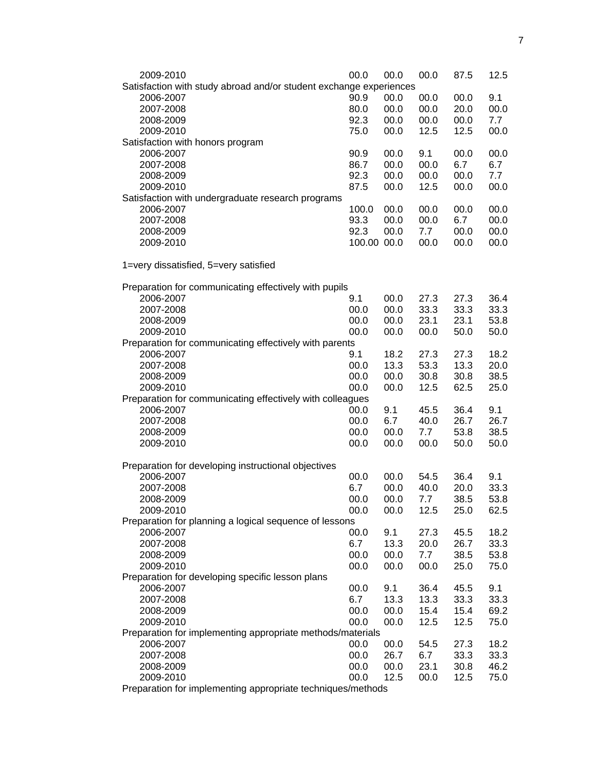| | | | | | |
|---|---|---|---|---|---|
| 2009-2010 | 00.0 | 00.0 | 00.0 | 87.5 | 12.5 |
| Satisfaction with study abroad and/or student exchange experiences | | | | | |
| 2006-2007 | 90.9 | 00.0 | 00.0 | 00.0 | 9.1 |
| 2007-2008 | 80.0 | 00.0 | 00.0 | 20.0 | 00.0 |
| 2008-2009 | 92.3 | 00.0 | 00.0 | 00.0 | 7.7 |
| 2009-2010 | 75.0 | 00.0 | 12.5 | 12.5 | 00.0 |
| Satisfaction with honors program | | | | | |
| 2006-2007 | 90.9 | 00.0 | 9.1 | 00.0 | 00.0 |
| 2007-2008 | 86.7 | 00.0 | 00.0 | 6.7 | 6.7 |
| 2008-2009 | 92.3 | 00.0 | 00.0 | 00.0 | 7.7 |
| 2009-2010 | 87.5 | 00.0 | 12.5 | 00.0 | 00.0 |
| Satisfaction with undergraduate research programs | | | | | |
| 2006-2007 | 100.0 | 00.0 | 00.0 | 00.0 | 00.0 |
| 2007-2008 | 93.3 | 00.0 | 00.0 | 6.7 | 00.0 |
| 2008-2009 | 92.3 | 00.0 | 7.7 | 00.0 | 00.0 |
| 2009-2010 | 100.00 | 00.0 | 00.0 | 00.0 | 00.0 |

1=very dissatisfied, 5=very satisfied

| | | | | | |
|---|---|---|---|---|---|
| Preparation for communicating effectively with pupils | | | | | |
| 2006-2007 | 9.1 | 00.0 | 27.3 | 27.3 | 36.4 |
| 2007-2008 | 00.0 | 00.0 | 33.3 | 33.3 | 33.3 |
| 2008-2009 | 00.0 | 00.0 | 23.1 | 23.1 | 53.8 |
| 2009-2010 | 00.0 | 00.0 | 00.0 | 50.0 | 50.0 |
| Preparation for communicating effectively with parents | | | | | |
| 2006-2007 | 9.1 | 18.2 | 27.3 | 27.3 | 18.2 |
| 2007-2008 | 00.0 | 13.3 | 53.3 | 13.3 | 20.0 |
| 2008-2009 | 00.0 | 00.0 | 30.8 | 30.8 | 38.5 |
| 2009-2010 | 00.0 | 00.0 | 12.5 | 62.5 | 25.0 |
| Preparation for communicating effectively with colleagues | | | | | |
| 2006-2007 | 00.0 | 9.1 | 45.5 | 36.4 | 9.1 |
| 2007-2008 | 00.0 | 6.7 | 40.0 | 26.7 | 26.7 |
| 2008-2009 | 00.0 | 00.0 | 7.7 | 53.8 | 38.5 |
| 2009-2010 | 00.0 | 00.0 | 00.0 | 50.0 | 50.0 |

| | | | | | |
|---|---|---|---|---|---|
| Preparation for developing instructional objectives | | | | | |
| 2006-2007 | 00.0 | 00.0 | 54.5 | 36.4 | 9.1 |
| 2007-2008 | 6.7 | 00.0 | 40.0 | 20.0 | 33.3 |
| 2008-2009 | 00.0 | 00.0 | 7.7 | 38.5 | 53.8 |
| 2009-2010 | 00.0 | 00.0 | 12.5 | 25.0 | 62.5 |
| Preparation for planning a logical sequence of lessons | | | | | |
| 2006-2007 | 00.0 | 9.1 | 27.3 | 45.5 | 18.2 |
| 2007-2008 | 6.7 | 13.3 | 20.0 | 26.7 | 33.3 |
| 2008-2009 | 00.0 | 00.0 | 7.7 | 38.5 | 53.8 |
| 2009-2010 | 00.0 | 00.0 | 00.0 | 25.0 | 75.0 |
| Preparation for developing specific lesson plans | | | | | |
| 2006-2007 | 00.0 | 9.1 | 36.4 | 45.5 | 9.1 |
| 2007-2008 | 6.7 | 13.3 | 13.3 | 33.3 | 33.3 |
| 2008-2009 | 00.0 | 00.0 | 15.4 | 15.4 | 69.2 |
| 2009-2010 | 00.0 | 00.0 | 12.5 | 12.5 | 75.0 |
| Preparation for implementing appropriate methods/materials | | | | | |
| 2006-2007 | 00.0 | 00.0 | 54.5 | 27.3 | 18.2 |
| 2007-2008 | 00.0 | 26.7 | 6.7 | 33.3 | 33.3 |
| 2008-2009 | 00.0 | 00.0 | 23.1 | 30.8 | 46.2 |
| 2009-2010 | 00.0 | 12.5 | 00.0 | 12.5 | 75.0 |
| Preparation for implementing appropriate techniques/methods | | | | | |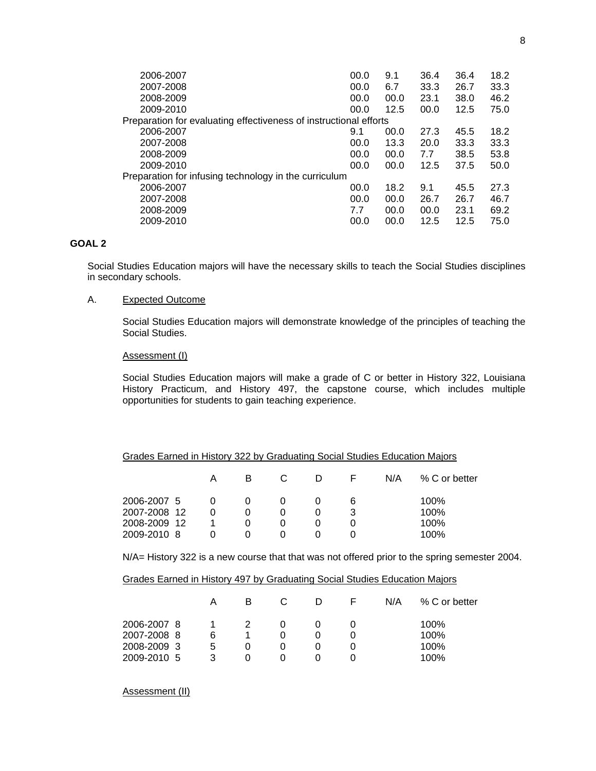| | | | | | |
|---|---|---|---|---|---|
| 2006-2007 | 00.0 | 9.1 | 36.4 | 36.4 | 18.2 |
| 2007-2008 | 00.0 | 6.7 | 33.3 | 26.7 | 33.3 |
| 2008-2009 | 00.0 | 00.0 | 23.1 | 38.0 | 46.2 |
| 2009-2010 | 00.0 | 12.5 | 00.0 | 12.5 | 75.0 |
| Preparation for evaluating effectiveness of instructional efforts | | | | | |
| 2006-2007 | 9.1 | 00.0 | 27.3 | 45.5 | 18.2 |
| 2007-2008 | 00.0 | 13.3 | 20.0 | 33.3 | 33.3 |
| 2008-2009 | 00.0 | 00.0 | 7.7 | 38.5 | 53.8 |
| 2009-2010 | 00.0 | 00.0 | 12.5 | 37.5 | 50.0 |
| Preparation for infusing technology in the curriculum | | | | | |
| 2006-2007 | 00.0 | 18.2 | 9.1 | 45.5 | 27.3 |
| 2007-2008 | 00.0 | 00.0 | 26.7 | 26.7 | 46.7 |
| 2008-2009 | 7.7 | 00.0 | 00.0 | 23.1 | 69.2 |
| 2009-2010 | 00.0 | 00.0 | 12.5 | 12.5 | 75.0 |

**GOAL 2**

Social Studies Education majors will have the necessary skills to teach the Social Studies disciplines in secondary schools.

A. Expected Outcome

Social Studies Education majors will demonstrate knowledge of the principles of teaching the Social Studies.

Assessment (I)

Social Studies Education majors will make a grade of C or better in History 322, Louisiana History Practicum, and History 497, the capstone course, which includes multiple opportunities for students to gain teaching experience.

Grades Earned in History 322 by Graduating Social Studies Education Majors

| | A | B | C | D | F | N/A | % C or better |
|---|---|---|---|---|---|---|---|
| 2006-2007 5 | 0 | 0 | 0 | 0 | 6 | | 100% |
| 2007-2008 12 | 0 | 0 | 0 | 0 | 3 | | 100% |
| 2008-2009 12 | 1 | 0 | 0 | 0 | 0 | | 100% |
| 2009-2010 8 | 0 | 0 | 0 | 0 | 0 | | 100% |

N/A= History 322 is a new course that that was not offered prior to the spring semester 2004.

Grades Earned in History 497 by Graduating Social Studies Education Majors

| | A | B | C | D | F | N/A | % C or better |
|---|---|---|---|---|---|---|---|
| 2006-2007 8 | 1 | 2 | 0 | 0 | 0 | | 100% |
| 2007-2008 8 | 6 | 1 | 0 | 0 | 0 | | 100% |
| 2008-2009 3 | 5 | 0 | 0 | 0 | 0 | | 100% |
| 2009-2010 5 | 3 | 0 | 0 | 0 | 0 | | 100% |

Assessment (II)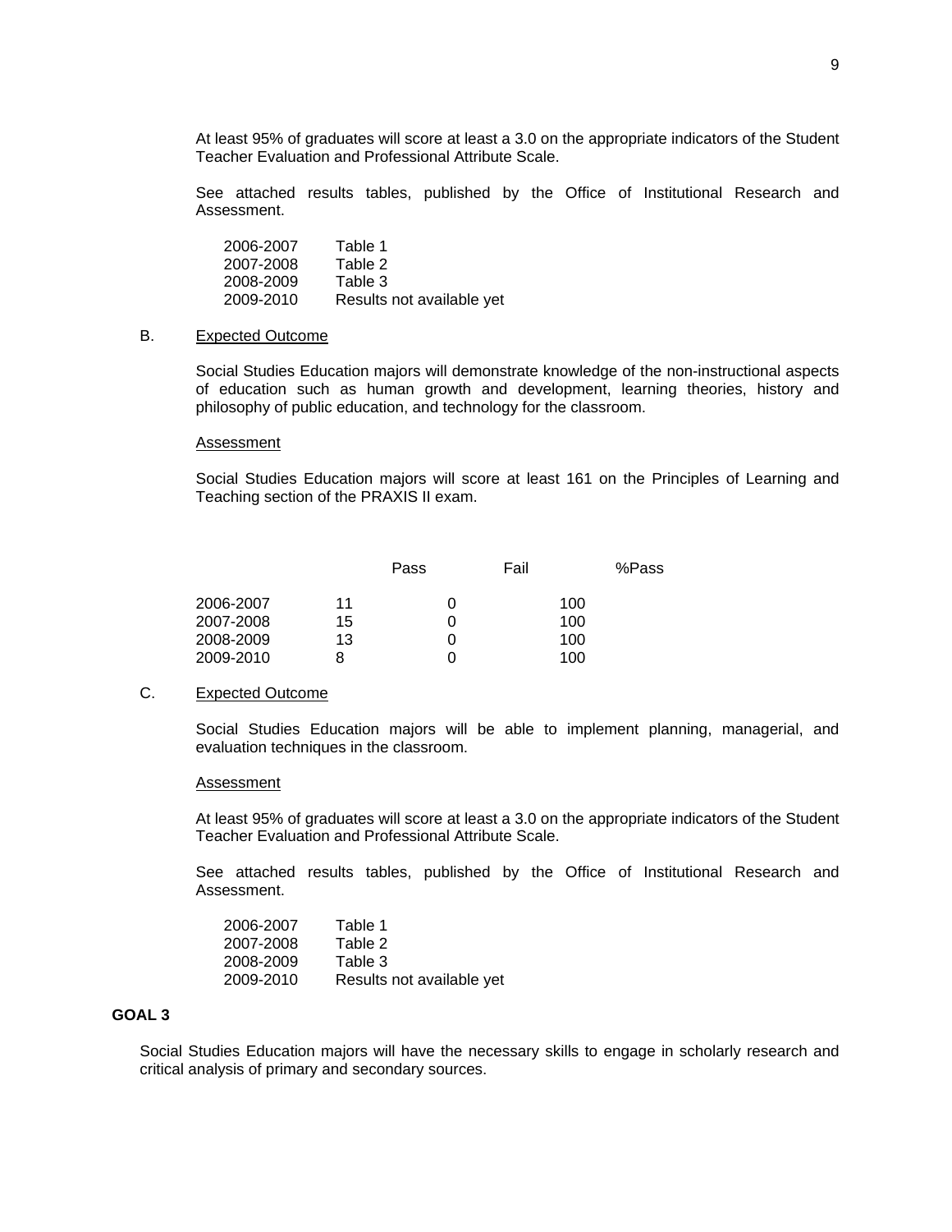At least 95% of graduates will score at least a 3.0 on the appropriate indicators of the Student Teacher Evaluation and Professional Attribute Scale.

See attached results tables, published by the Office of Institutional Research and Assessment.

| | |
|---|---|
| 2006-2007 | Table 1 |
| 2007-2008 | Table 2 |
| 2008-2009 | Table 3 |
| 2009-2010 | Results not available yet |

B. <u>Expected Outcome</u>

Social Studies Education majors will demonstrate knowledge of the non-instructional aspects of education such as human growth and development, learning theories, history and philosophy of public education, and technology for the classroom.

<u>Assessment</u>

Social Studies Education majors will score at least 161 on the Principles of Learning and Teaching section of the PRAXIS II exam.

| | Pass | Fail | %Pass |
|---|---|---|---|
| 2006-2007 | 11 | 0 | 100 |
| 2007-2008 | 15 | 0 | 100 |
| 2008-2009 | 13 | 0 | 100 |
| 2009-2010 | 8 | 0 | 100 |

C. <u>Expected Outcome</u>

Social Studies Education majors will be able to implement planning, managerial, and evaluation techniques in the classroom.

<u>Assessment</u>

At least 95% of graduates will score at least a 3.0 on the appropriate indicators of the Student Teacher Evaluation and Professional Attribute Scale.

See attached results tables, published by the Office of Institutional Research and Assessment.

| | |
|---|---|
| 2006-2007 | Table 1 |
| 2007-2008 | Table 2 |
| 2008-2009 | Table 3 |
| 2009-2010 | Results not available yet |

**GOAL 3**

Social Studies Education majors will have the necessary skills to engage in scholarly research and critical analysis of primary and secondary sources.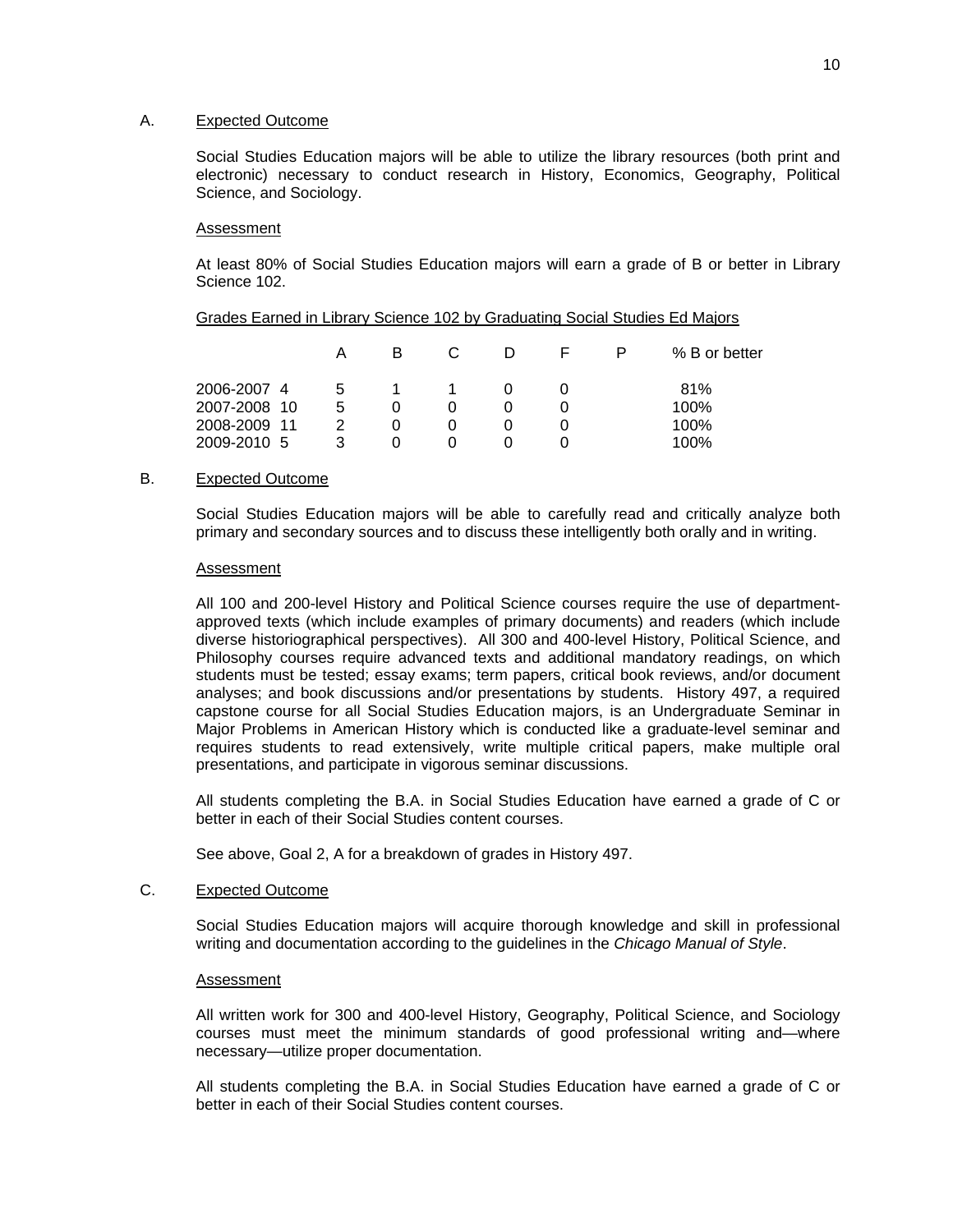A. <u>Expected Outcome</u>

Social Studies Education majors will be able to utilize the library resources (both print and electronic) necessary to conduct research in History, Economics, Geography, Political Science, and Sociology.

<u>Assessment</u>

At least 80% of Social Studies Education majors will earn a grade of B or better in Library Science 102.

<u>Grades Earned in Library Science 102 by Graduating Social Studies Ed Majors</u>

| | A | B | C | D | F | P | % B or better |
|---|---|---|---|---|---|---|---|
| 2006-2007 4 | 5 | 1 | 1 | 0 | 0 | | 81% |
| 2007-2008 10 | 5 | 0 | 0 | 0 | 0 | | 100% |
| 2008-2009 11 | 2 | 0 | 0 | 0 | 0 | | 100% |
| 2009-2010 5 | 3 | 0 | 0 | 0 | 0 | | 100% |

B. <u>Expected Outcome</u>

Social Studies Education majors will be able to carefully read and critically analyze both primary and secondary sources and to discuss these intelligently both orally and in writing.

<u>Assessment</u>

All 100 and 200-level History and Political Science courses require the use of department-approved texts (which include examples of primary documents) and readers (which include diverse historiographical perspectives). All 300 and 400-level History, Political Science, and Philosophy courses require advanced texts and additional mandatory readings, on which students must be tested; essay exams; term papers, critical book reviews, and/or document analyses; and book discussions and/or presentations by students. History 497, a required capstone course for all Social Studies Education majors, is an Undergraduate Seminar in Major Problems in American History which is conducted like a graduate-level seminar and requires students to read extensively, write multiple critical papers, make multiple oral presentations, and participate in vigorous seminar discussions.

All students completing the B.A. in Social Studies Education have earned a grade of C or better in each of their Social Studies content courses.

See above, Goal 2, A for a breakdown of grades in History 497.

C. <u>Expected Outcome</u>

Social Studies Education majors will acquire thorough knowledge and skill in professional writing and documentation according to the guidelines in the *Chicago Manual of Style*.

<u>Assessment</u>

All written work for 300 and 400-level History, Geography, Political Science, and Sociology courses must meet the minimum standards of good professional writing and—where necessary—utilize proper documentation.

All students completing the B.A. in Social Studies Education have earned a grade of C or better in each of their Social Studies content courses.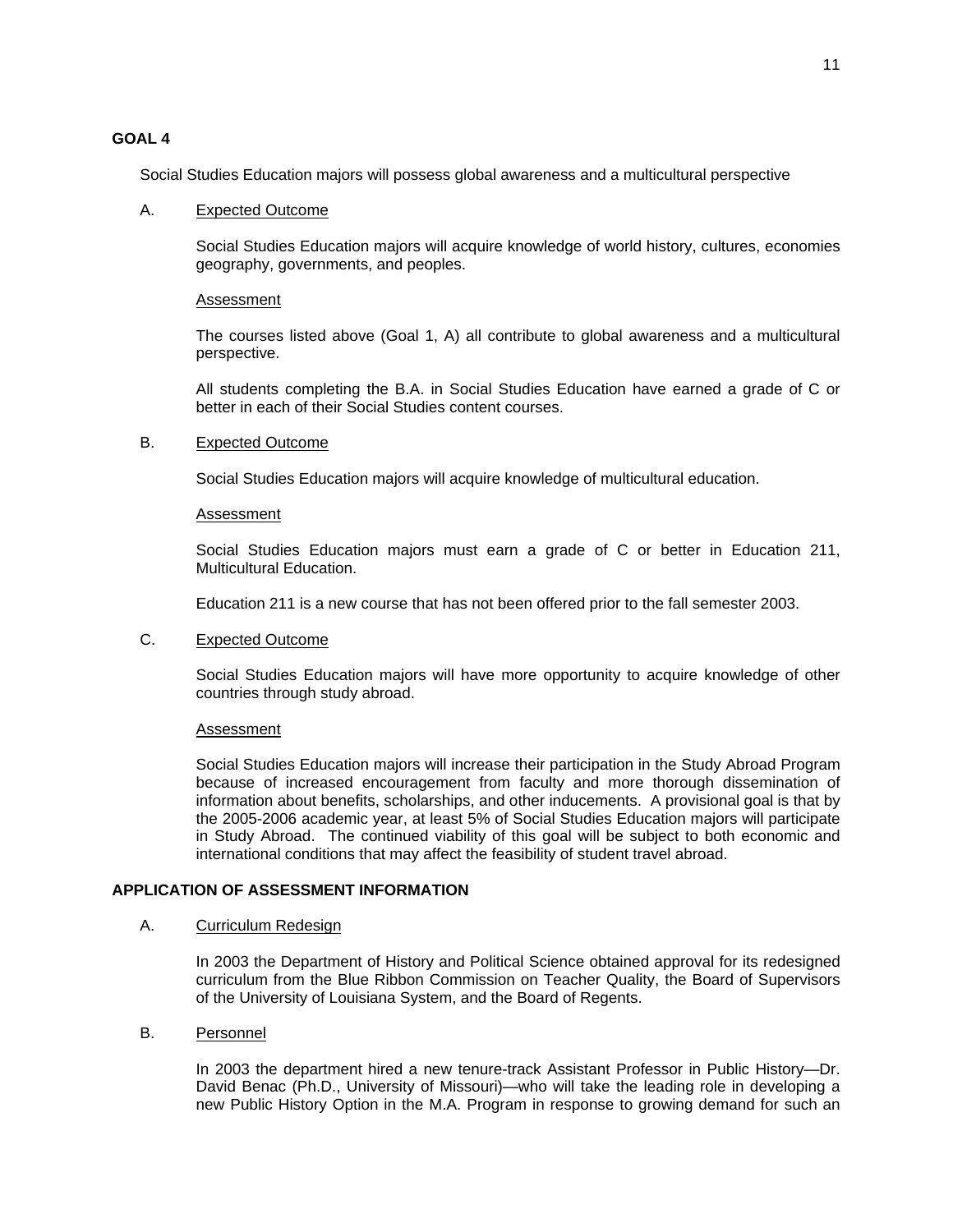## GOAL 4

Social Studies Education majors will possess global awareness and a multicultural perspective

A. <u>Expected Outcome</u>

Social Studies Education majors will acquire knowledge of world history, cultures, economies geography, governments, and peoples.

<u>Assessment</u>

The courses listed above (Goal 1, A) all contribute to global awareness and a multicultural perspective.

All students completing the B.A. in Social Studies Education have earned a grade of C or better in each of their Social Studies content courses.

B. <u>Expected Outcome</u>

Social Studies Education majors will acquire knowledge of multicultural education.

<u>Assessment</u>

Social Studies Education majors must earn a grade of C or better in Education 211, Multicultural Education.

Education 211 is a new course that has not been offered prior to the fall semester 2003.

C. <u>Expected Outcome</u>

Social Studies Education majors will have more opportunity to acquire knowledge of other countries through study abroad.

<u>Assessment</u>

Social Studies Education majors will increase their participation in the Study Abroad Program because of increased encouragement from faculty and more thorough dissemination of information about benefits, scholarships, and other inducements. A provisional goal is that by the 2005-2006 academic year, at least 5% of Social Studies Education majors will participate in Study Abroad. The continued viability of this goal will be subject to both economic and international conditions that may affect the feasibility of student travel abroad.

## APPLICATION OF ASSESSMENT INFORMATION

A. <u>Curriculum Redesign</u>

In 2003 the Department of History and Political Science obtained approval for its redesigned curriculum from the Blue Ribbon Commission on Teacher Quality, the Board of Supervisors of the University of Louisiana System, and the Board of Regents.

B. <u>Personnel</u>

In 2003 the department hired a new tenure-track Assistant Professor in Public History—Dr. David Benac (Ph.D., University of Missouri)—who will take the leading role in developing a new Public History Option in the M.A. Program in response to growing demand for such an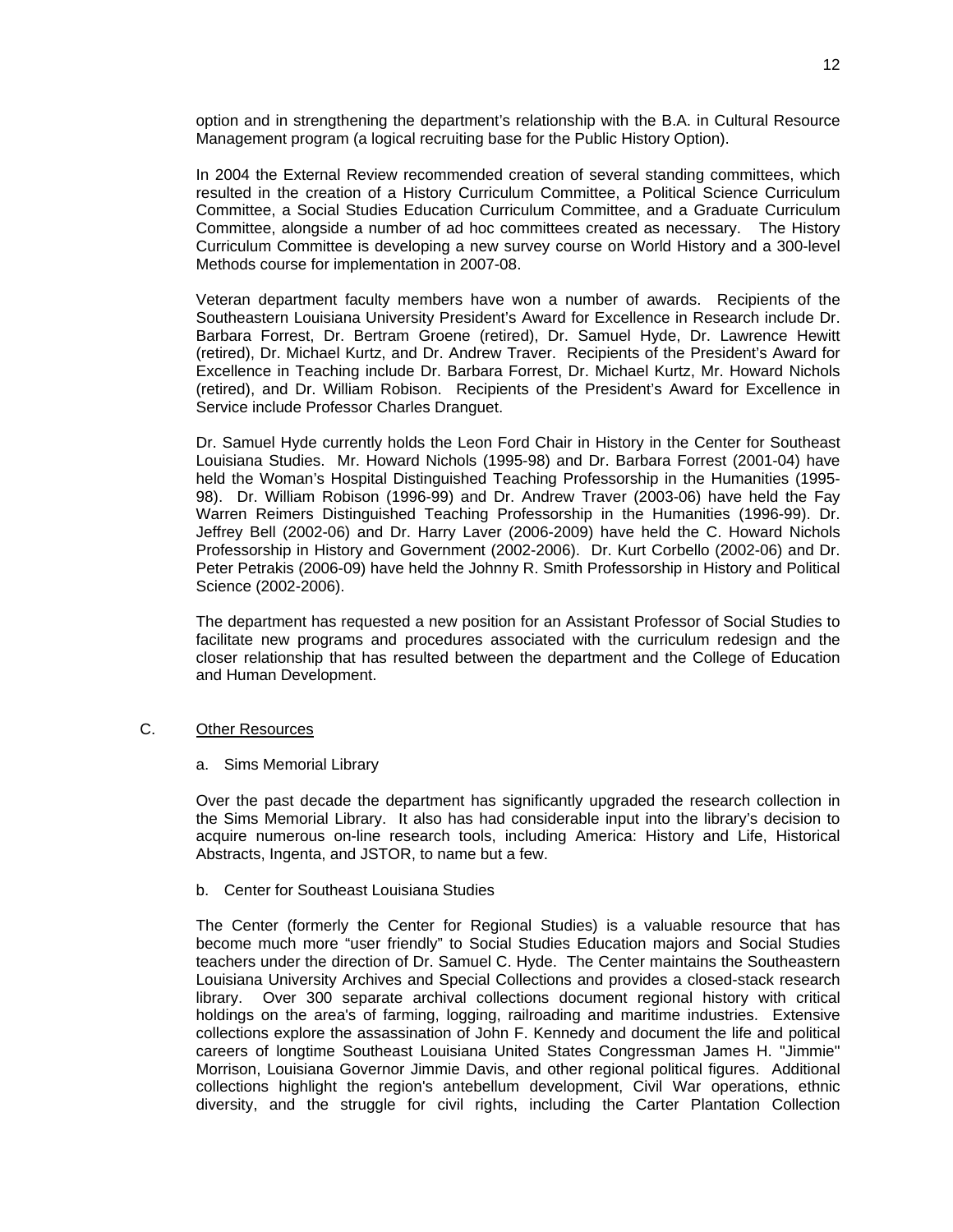option and in strengthening the department's relationship with the B.A. in Cultural Resource Management program (a logical recruiting base for the Public History Option).

In 2004 the External Review recommended creation of several standing committees, which resulted in the creation of a History Curriculum Committee, a Political Science Curriculum Committee, a Social Studies Education Curriculum Committee, and a Graduate Curriculum Committee, alongside a number of ad hoc committees created as necessary. The History Curriculum Committee is developing a new survey course on World History and a 300-level Methods course for implementation in 2007-08.

Veteran department faculty members have won a number of awards. Recipients of the Southeastern Louisiana University President's Award for Excellence in Research include Dr. Barbara Forrest, Dr. Bertram Groene (retired), Dr. Samuel Hyde, Dr. Lawrence Hewitt (retired), Dr. Michael Kurtz, and Dr. Andrew Traver. Recipients of the President's Award for Excellence in Teaching include Dr. Barbara Forrest, Dr. Michael Kurtz, Mr. Howard Nichols (retired), and Dr. William Robison. Recipients of the President's Award for Excellence in Service include Professor Charles Dranguet.

Dr. Samuel Hyde currently holds the Leon Ford Chair in History in the Center for Southeast Louisiana Studies. Mr. Howard Nichols (1995-98) and Dr. Barbara Forrest (2001-04) have held the Woman's Hospital Distinguished Teaching Professorship in the Humanities (1995-98). Dr. William Robison (1996-99) and Dr. Andrew Traver (2003-06) have held the Fay Warren Reimers Distinguished Teaching Professorship in the Humanities (1996-99). Dr. Jeffrey Bell (2002-06) and Dr. Harry Laver (2006-2009) have held the C. Howard Nichols Professorship in History and Government (2002-2006). Dr. Kurt Corbello (2002-06) and Dr. Peter Petrakis (2006-09) have held the Johnny R. Smith Professorship in History and Political Science (2002-2006).

The department has requested a new position for an Assistant Professor of Social Studies to facilitate new programs and procedures associated with the curriculum redesign and the closer relationship that has resulted between the department and the College of Education and Human Development.

C. Other Resources

a. Sims Memorial Library

Over the past decade the department has significantly upgraded the research collection in the Sims Memorial Library. It also has had considerable input into the library's decision to acquire numerous on-line research tools, including America: History and Life, Historical Abstracts, Ingenta, and JSTOR, to name but a few.

b. Center for Southeast Louisiana Studies

The Center (formerly the Center for Regional Studies) is a valuable resource that has become much more "user friendly" to Social Studies Education majors and Social Studies teachers under the direction of Dr. Samuel C. Hyde. The Center maintains the Southeastern Louisiana University Archives and Special Collections and provides a closed-stack research library. Over 300 separate archival collections document regional history with critical holdings on the area's of farming, logging, railroading and maritime industries. Extensive collections explore the assassination of John F. Kennedy and document the life and political careers of longtime Southeast Louisiana United States Congressman James H. "Jimmie" Morrison, Louisiana Governor Jimmie Davis, and other regional political figures. Additional collections highlight the region's antebellum development, Civil War operations, ethnic diversity, and the struggle for civil rights, including the Carter Plantation Collection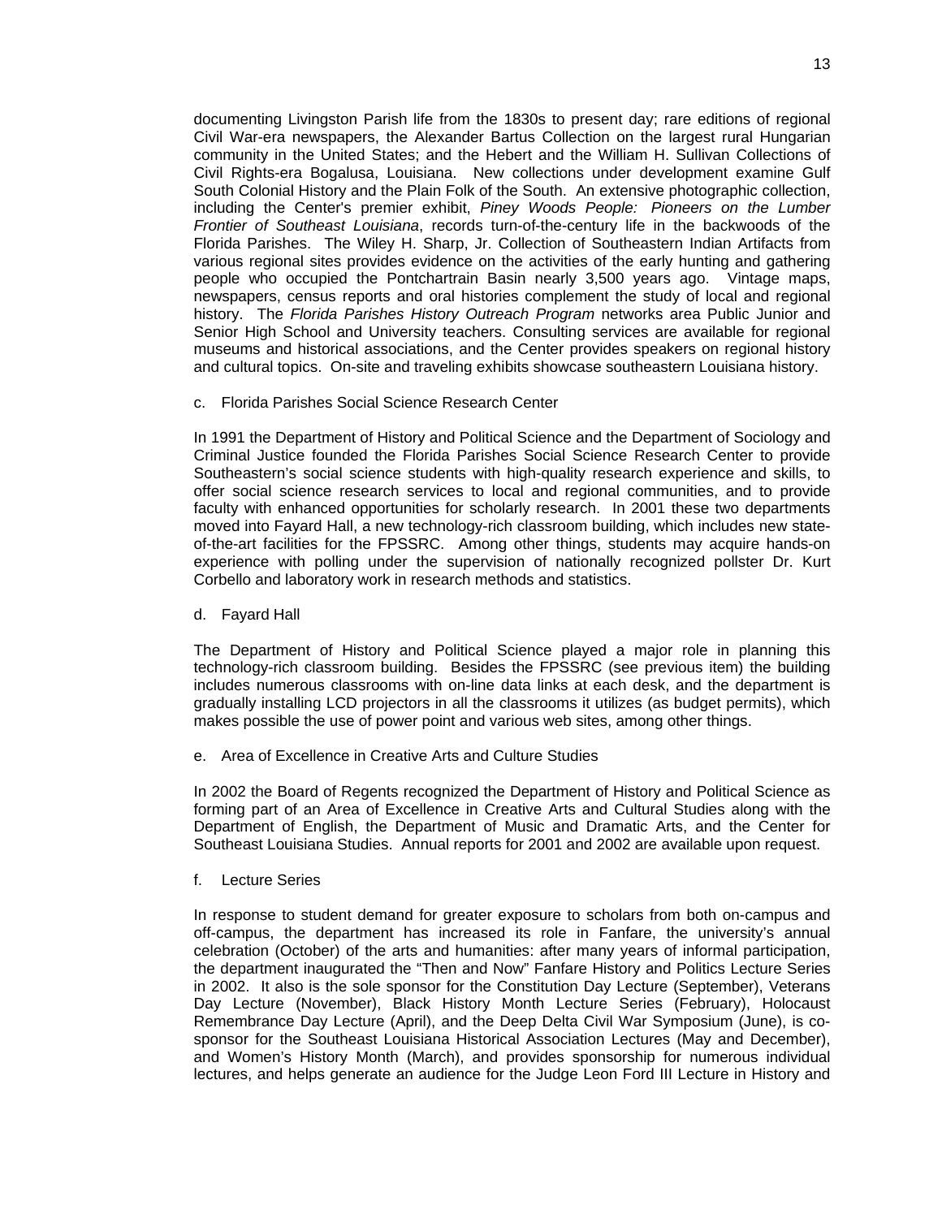documenting Livingston Parish life from the 1830s to present day; rare editions of regional Civil War-era newspapers, the Alexander Bartus Collection on the largest rural Hungarian community in the United States; and the Hebert and the William H. Sullivan Collections of Civil Rights-era Bogalusa, Louisiana. New collections under development examine Gulf South Colonial History and the Plain Folk of the South. An extensive photographic collection, including the Center's premier exhibit, *Piney Woods People: Pioneers on the Lumber Frontier of Southeast Louisiana*, records turn-of-the-century life in the backwoods of the Florida Parishes. The Wiley H. Sharp, Jr. Collection of Southeastern Indian Artifacts from various regional sites provides evidence on the activities of the early hunting and gathering people who occupied the Pontchartrain Basin nearly 3,500 years ago. Vintage maps, newspapers, census reports and oral histories complement the study of local and regional history. The *Florida Parishes History Outreach Program* networks area Public Junior and Senior High School and University teachers. Consulting services are available for regional museums and historical associations, and the Center provides speakers on regional history and cultural topics. On-site and traveling exhibits showcase southeastern Louisiana history.

c. Florida Parishes Social Science Research Center

In 1991 the Department of History and Political Science and the Department of Sociology and Criminal Justice founded the Florida Parishes Social Science Research Center to provide Southeastern's social science students with high-quality research experience and skills, to offer social science research services to local and regional communities, and to provide faculty with enhanced opportunities for scholarly research. In 2001 these two departments moved into Fayard Hall, a new technology-rich classroom building, which includes new state-of-the-art facilities for the FPSSRC. Among other things, students may acquire hands-on experience with polling under the supervision of nationally recognized pollster Dr. Kurt Corbello and laboratory work in research methods and statistics.

d. Fayard Hall

The Department of History and Political Science played a major role in planning this technology-rich classroom building. Besides the FPSSRC (see previous item) the building includes numerous classrooms with on-line data links at each desk, and the department is gradually installing LCD projectors in all the classrooms it utilizes (as budget permits), which makes possible the use of power point and various web sites, among other things.

e. Area of Excellence in Creative Arts and Culture Studies

In 2002 the Board of Regents recognized the Department of History and Political Science as forming part of an Area of Excellence in Creative Arts and Cultural Studies along with the Department of English, the Department of Music and Dramatic Arts, and the Center for Southeast Louisiana Studies. Annual reports for 2001 and 2002 are available upon request.

f. Lecture Series

In response to student demand for greater exposure to scholars from both on-campus and off-campus, the department has increased its role in Fanfare, the university's annual celebration (October) of the arts and humanities: after many years of informal participation, the department inaugurated the "Then and Now" Fanfare History and Politics Lecture Series in 2002. It also is the sole sponsor for the Constitution Day Lecture (September), Veterans Day Lecture (November), Black History Month Lecture Series (February), Holocaust Remembrance Day Lecture (April), and the Deep Delta Civil War Symposium (June), is co-sponsor for the Southeast Louisiana Historical Association Lectures (May and December), and Women's History Month (March), and provides sponsorship for numerous individual lectures, and helps generate an audience for the Judge Leon Ford III Lecture in History and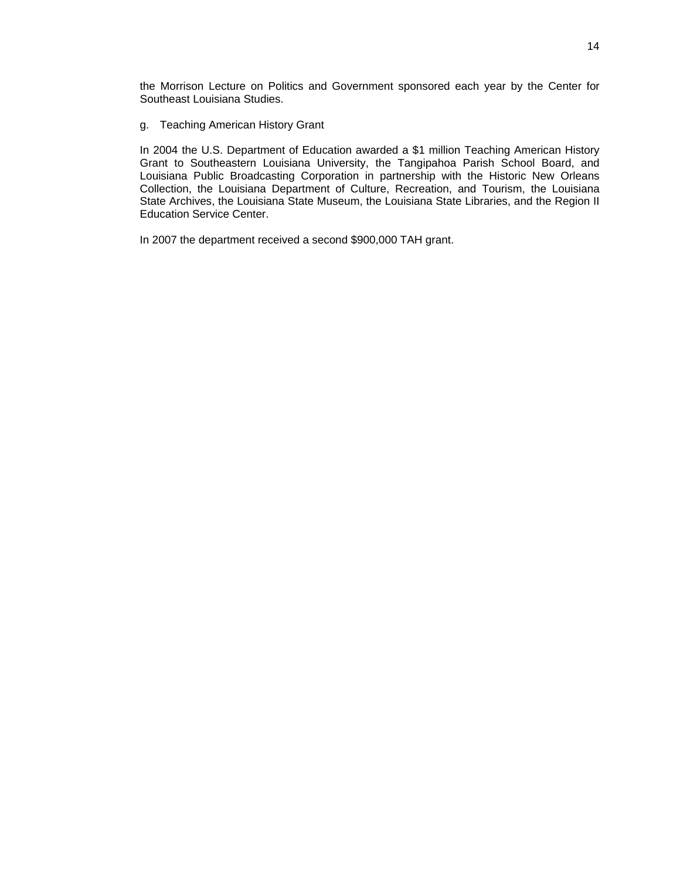the Morrison Lecture on Politics and Government sponsored each year by the Center for Southeast Louisiana Studies.

g. Teaching American History Grant

In 2004 the U.S. Department of Education awarded a $1 million Teaching American History Grant to Southeastern Louisiana University, the Tangipahoa Parish School Board, and Louisiana Public Broadcasting Corporation in partnership with the Historic New Orleans Collection, the Louisiana Department of Culture, Recreation, and Tourism, the Louisiana State Archives, the Louisiana State Museum, the Louisiana State Libraries, and the Region II Education Service Center.

In 2007 the department received a second $900,000 TAH grant.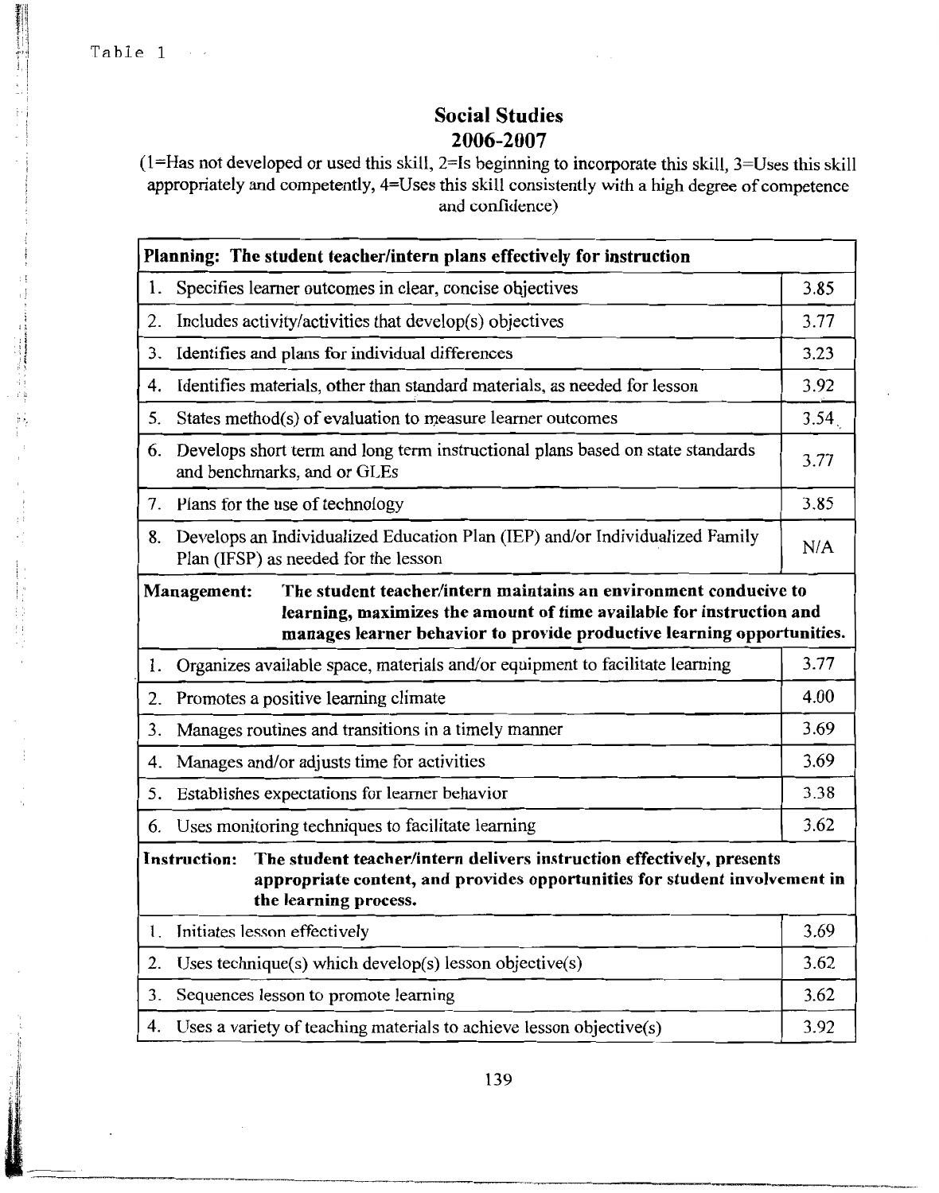Table 1

## Social Studies
## 2006-2007

(1=Has not developed or used this skill, 2=Is beginning to incorporate this skill, 3=Uses this skill appropriately and competently, 4=Uses this skill consistently with a high degree of competence and confidence)

| **Planning: The student teacher/intern plans effectively for instruction** | |
|---|---|
| 1. Specifies learner outcomes in clear, concise objectives | 3.85 |
| 2. Includes activity/activities that develop(s) objectives | 3.77 |
| 3. Identifies and plans for individual differences | 3.23 |
| 4. Identifies materials, other than standard materials, as needed for lesson | 3.92 |
| 5. States method(s) of evaluation to measure learner outcomes | 3.54 |
| 6. Develops short term and long term instructional plans based on state standards and benchmarks, and or GLEs | 3.77 |
| 7. Plans for the use of technology | 3.85 |
| 8. Develops an Individualized Education Plan (IEP) and/or Individualized Family Plan (IFSP) as needed for the lesson | N/A |
| **Management: The student teacher/intern maintains an environment conducive to learning, maximizes the amount of time available for instruction and manages learner behavior to provide productive learning opportunities.** | |
| 1. Organizes available space, materials and/or equipment to facilitate learning | 3.77 |
| 2. Promotes a positive learning climate | 4.00 |
| 3. Manages routines and transitions in a timely manner | 3.69 |
| 4. Manages and/or adjusts time for activities | 3.69 |
| 5. Establishes expectations for learner behavior | 3.38 |
| 6. Uses monitoring techniques to facilitate learning | 3.62 |
| **Instruction: The student teacher/intern delivers instruction effectively, presents appropriate content, and provides opportunities for student involvement in the learning process.** | |
| 1. Initiates lesson effectively | 3.69 |
| 2. Uses technique(s) which develop(s) lesson objective(s) | 3.62 |
| 3. Sequences lesson to promote learning | 3.62 |
| 4. Uses a variety of teaching materials to achieve lesson objective(s) | 3.92 |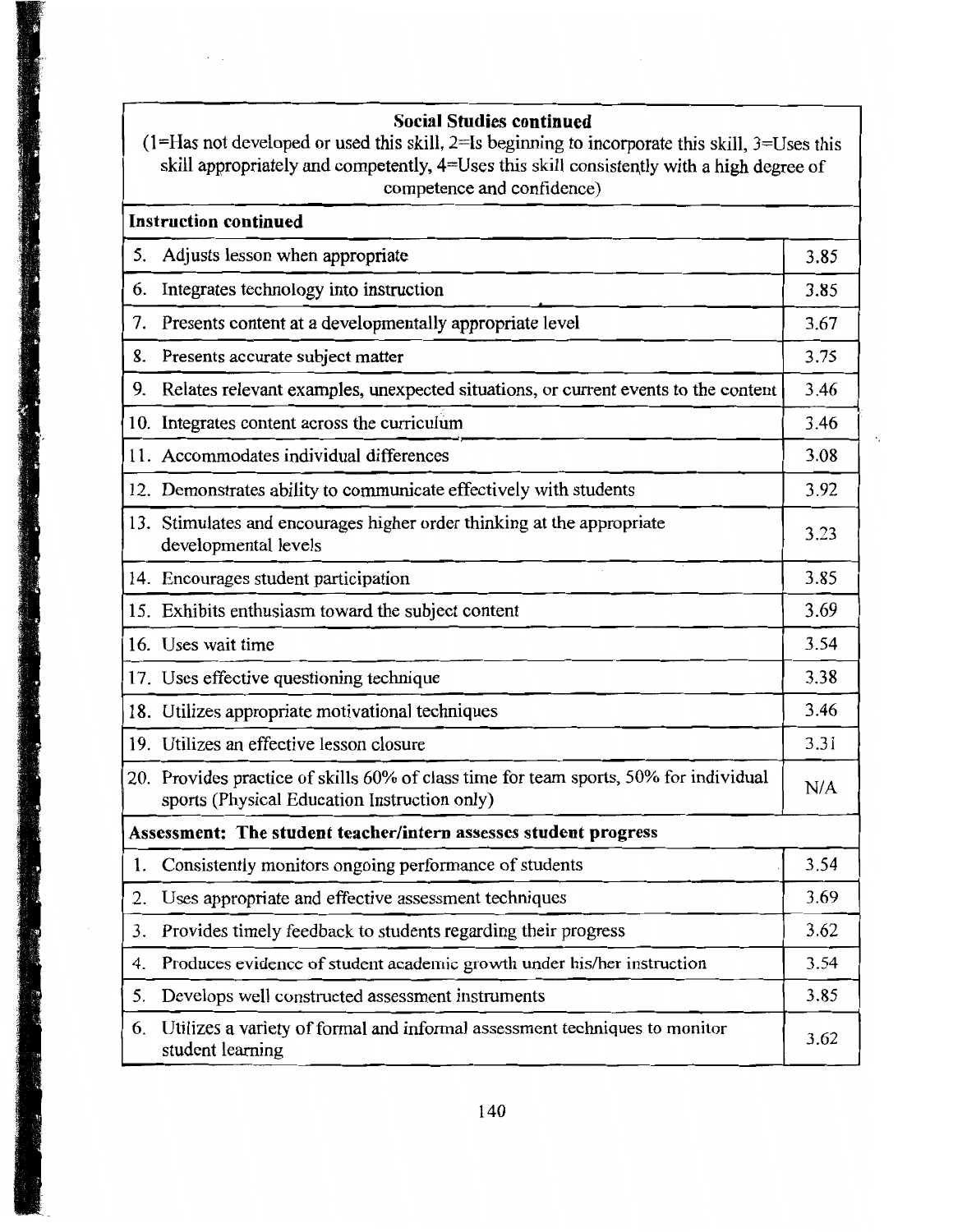**Social Studies continued**

(1=Has not developed or used this skill, 2=Is beginning to incorporate this skill, 3=Uses this skill appropriately and competently, 4=Uses this skill consistently with a high degree of competence and confidence)

| **Instruction continued** | |
|---|---|
| 5. Adjusts lesson when appropriate | 3.85 |
| 6. Integrates technology into instruction | 3.85 |
| 7. Presents content at a developmentally appropriate level | 3.67 |
| 8. Presents accurate subject matter | 3.75 |
| 9. Relates relevant examples, unexpected situations, or current events to the content | 3.46 |
| 10. Integrates content across the curriculum | 3.46 |
| 11. Accommodates individual differences | 3.08 |
| 12. Demonstrates ability to communicate effectively with students | 3.92 |
| 13. Stimulates and encourages higher order thinking at the appropriate developmental levels | 3.23 |
| 14. Encourages student participation | 3.85 |
| 15. Exhibits enthusiasm toward the subject content | 3.69 |
| 16. Uses wait time | 3.54 |
| 17. Uses effective questioning technique | 3.38 |
| 18. Utilizes appropriate motivational techniques | 3.46 |
| 19. Utilizes an effective lesson closure | 3.31 |
| 20. Provides practice of skills 60% of class time for team sports, 50% for individual sports (Physical Education Instruction only) | N/A |
| **Assessment: The student teacher/intern assesses student progress** | |
| 1. Consistently monitors ongoing performance of students | 3.54 |
| 2. Uses appropriate and effective assessment techniques | 3.69 |
| 3. Provides timely feedback to students regarding their progress | 3.62 |
| 4. Produces evidence of student academic growth under his/her instruction | 3.54 |
| 5. Develops well constructed assessment instruments | 3.85 |
| 6. Utilizes a variety of formal and informal assessment techniques to monitor student learning | 3.62 |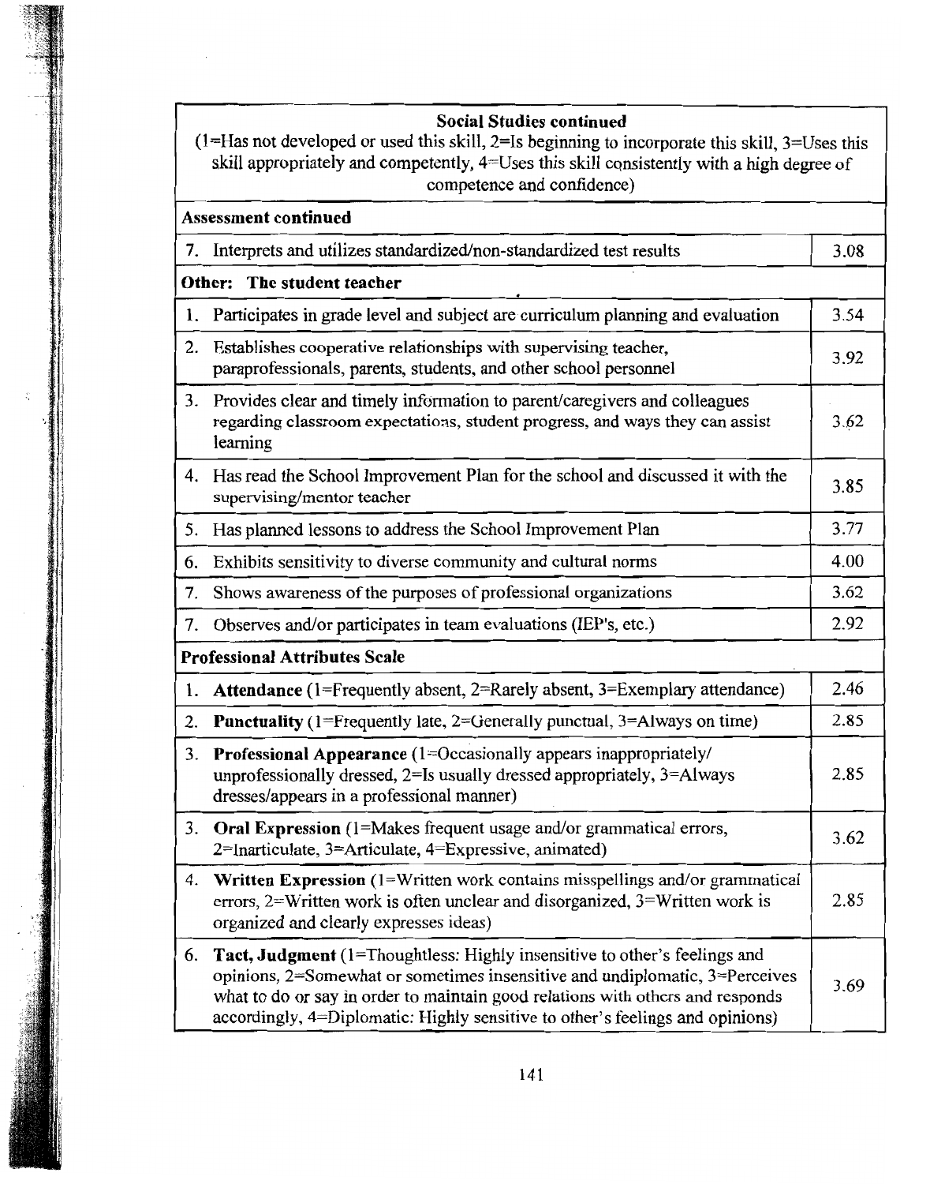| **Social Studies continued** (1=Has not developed or used this skill, 2=Is beginning to incorporate this skill, 3=Uses this skill appropriately and competently, 4=Uses this skill consistently with a high degree of competence and confidence) | |
|---|---|
| **Assessment continued** | |
| 7. Interprets and utilizes standardized/non-standardized test results | 3.08 |
| **Other: The student teacher** | |
| 1. Participates in grade level and subject are curriculum planning and evaluation | 3.54 |
| 2. Establishes cooperative relationships with supervising teacher, paraprofessionals, parents, students, and other school personnel | 3.92 |
| 3. Provides clear and timely information to parent/caregivers and colleagues regarding classroom expectations, student progress, and ways they can assist learning | 3.62 |
| 4. Has read the School Improvement Plan for the school and discussed it with the supervising/mentor teacher | 3.85 |
| 5. Has planned lessons to address the School Improvement Plan | 3.77 |
| 6. Exhibits sensitivity to diverse community and cultural norms | 4.00 |
| 7. Shows awareness of the purposes of professional organizations | 3.62 |
| 7. Observes and/or participates in team evaluations (IEP's, etc.) | 2.92 |
| **Professional Attributes Scale** | |
| 1. **Attendance** (1=Frequently absent, 2=Rarely absent, 3=Exemplary attendance) | 2.46 |
| 2. **Punctuality** (1=Frequently late, 2=Generally punctual, 3=Always on time) | 2.85 |
| 3. **Professional Appearance** (1=Occasionally appears inappropriately/ unprofessionally dressed, 2=Is usually dressed appropriately, 3=Always dresses/appears in a professional manner) | 2.85 |
| 3. **Oral Expression** (1=Makes frequent usage and/or grammatical errors, 2=Inarticulate, 3=Articulate, 4=Expressive, animated) | 3.62 |
| 4. **Written Expression** (1=Written work contains misspellings and/or grammatical errors, 2=Written work is often unclear and disorganized, 3=Written work is organized and clearly expresses ideas) | 2.85 |
| 6. **Tact, Judgment** (1=Thoughtless: Highly insensitive to other's feelings and opinions, 2=Somewhat or sometimes insensitive and undiplomatic, 3=Perceives what to do or say in order to maintain good relations with others and responds accordingly, 4=Diplomatic: Highly sensitive to other's feelings and opinions) | 3.69 |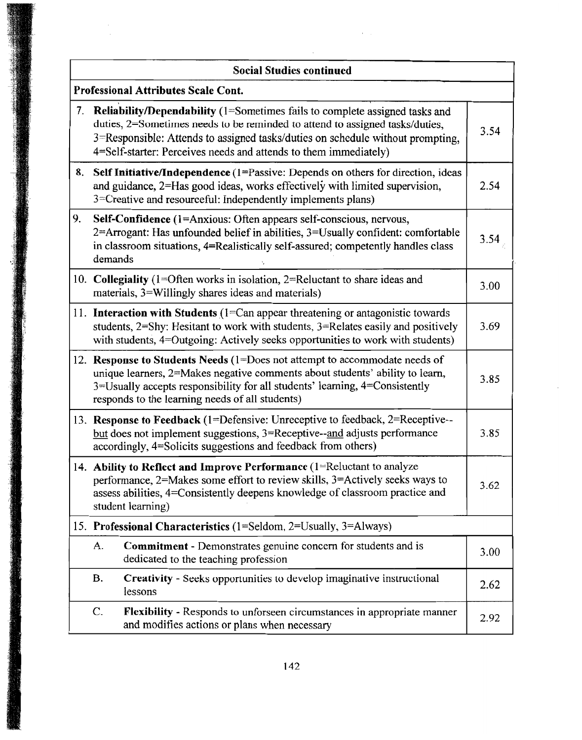| Social Studies continued | |
|---|---|
| **Professional Attributes Scale Cont.** | |
| 7. **Reliability/Dependability** (1=Sometimes fails to complete assigned tasks and duties, 2=Sometimes needs to be reminded to attend to assigned tasks/duties, 3=Responsible: Attends to assigned tasks/duties on schedule without prompting, 4=Self-starter: Perceives needs and attends to them immediately) | 3.54 |
| 8. **Self Initiative/Independence** (1=Passive: Depends on others for direction, ideas and guidance, 2=Has good ideas, works effectively with limited supervision, 3=Creative and resourceful: Independently implements plans) | 2.54 |
| 9. **Self-Confidence** (1=Anxious: Often appears self-conscious, nervous, 2=Arrogant: Has unfounded belief in abilities, 3=Usually confident: comfortable in classroom situations, 4=Realistically self-assured; competently handles class demands | 3.54 |
| 10. **Collegiality** (1=Often works in isolation, 2=Reluctant to share ideas and materials, 3=Willingly shares ideas and materials) | 3.00 |
| 11. **Interaction with Students** (1=Can appear threatening or antagonistic towards students, 2=Shy: Hesitant to work with students, 3=Relates easily and positively with students, 4=Outgoing: Actively seeks opportunities to work with students) | 3.69 |
| 12. **Response to Students Needs** (1=Does not attempt to accommodate needs of unique learners, 2=Makes negative comments about students' ability to learn, 3=Usually accepts responsibility for all students' learning, 4=Consistently responds to the learning needs of all students) | 3.85 |
| 13. **Response to Feedback** (1=Defensive: Unreceptive to feedback, 2=Receptive--but does not implement suggestions, 3=Receptive--and adjusts performance accordingly, 4=Solicits suggestions and feedback from others) | 3.85 |
| 14. **Ability to Reflect and Improve Performance** (1=Reluctant to analyze performance, 2=Makes some effort to review skills, 3=Actively seeks ways to assess abilities, 4=Consistently deepens knowledge of classroom practice and student learning) | 3.62 |
| 15. **Professional Characteristics** (1=Seldom, 2=Usually, 3=Always) | |
| A. **Commitment** - Demonstrates genuine concern for students and is dedicated to the teaching profession | 3.00 |
| B. **Creativity** - Seeks opportunities to develop imaginative instructional lessons | 2.62 |
| C. **Flexibility** - Responds to unforseen circumstances in appropriate manner and modifies actions or plans when necessary | 2.92 |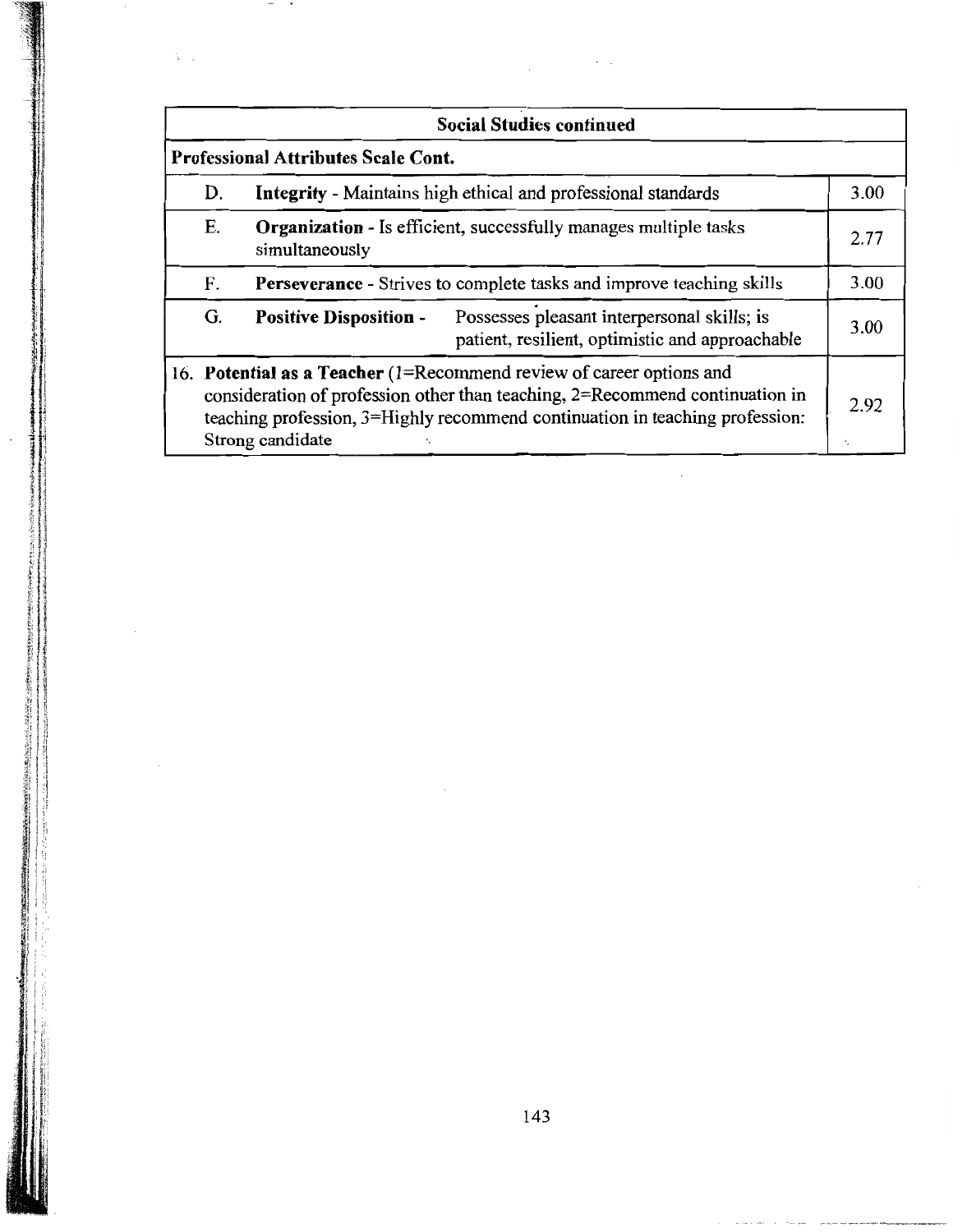| Social Studies continued | | |
|---|---|---|
| **Professional Attributes Scale Cont.** | | |
| D. | **Integrity** - Maintains high ethical and professional standards | 3.00 |
| E. | **Organization** - Is efficient, successfully manages multiple tasks simultaneously | 2.77 |
| F. | **Perseverance** - Strives to complete tasks and improve teaching skills | 3.00 |
| G. | **Positive Disposition** - Possesses pleasant interpersonal skills; is patient, resilient, optimistic and approachable | 3.00 |
| 16. | **Potential as a Teacher** (1=Recommend review of career options and consideration of profession other than teaching, 2=Recommend continuation in teaching profession, 3=Highly recommend continuation in teaching profession: Strong candidate | 2.92 |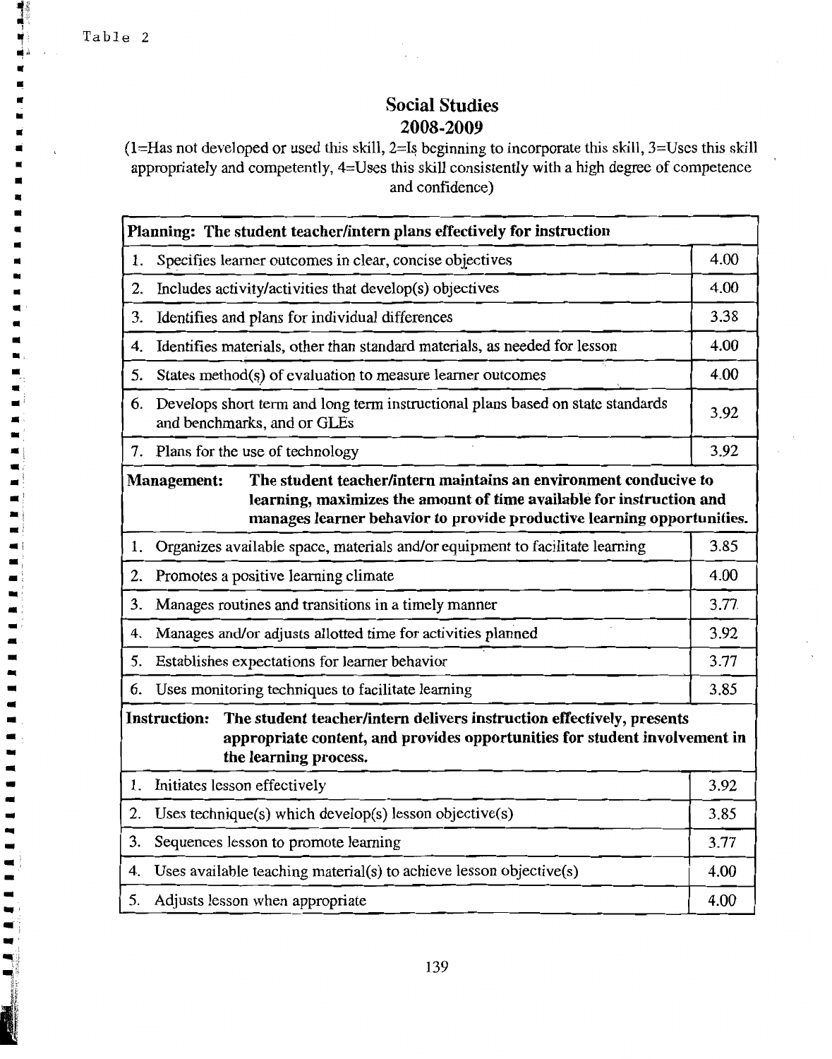Table 2

## Social Studies
## 2008-2009

(1=Has not developed or used this skill, 2=Is beginning to incorporate this skill, 3=Uses this skill appropriately and competently, 4=Uses this skill consistently with a high degree of competence and confidence)

| **Planning: The student teacher/intern plans effectively for instruction** | |
|---|---|
| 1. Specifies learner outcomes in clear, concise objectives | 4.00 |
| 2. Includes activity/activities that develop(s) objectives | 4.00 |
| 3. Identifies and plans for individual differences | 3.38 |
| 4. Identifies materials, other than standard materials, as needed for lesson | 4.00 |
| 5. States method(s) of evaluation to measure learner outcomes | 4.00 |
| 6. Develops short term and long term instructional plans based on state standards and benchmarks, and or GLEs | 3.92 |
| 7. Plans for the use of technology | 3.92 |
| **Management: The student teacher/intern maintains an environment conducive to learning, maximizes the amount of time available for instruction and manages learner behavior to provide productive learning opportunities.** | |
| 1. Organizes available space, materials and/or equipment to facilitate learning | 3.85 |
| 2. Promotes a positive learning climate | 4.00 |
| 3. Manages routines and transitions in a timely manner | 3.77 |
| 4. Manages and/or adjusts allotted time for activities planned | 3.92 |
| 5. Establishes expectations for learner behavior | 3.77 |
| 6. Uses monitoring techniques to facilitate learning | 3.85 |
| **Instruction: The student teacher/intern delivers instruction effectively, presents appropriate content, and provides opportunities for student involvement in the learning process.** | |
| 1. Initiates lesson effectively | 3.92 |
| 2. Uses technique(s) which develop(s) lesson objective(s) | 3.85 |
| 3. Sequences lesson to promote learning | 3.77 |
| 4. Uses available teaching material(s) to achieve lesson objective(s) | 4.00 |
| 5. Adjusts lesson when appropriate | 4.00 |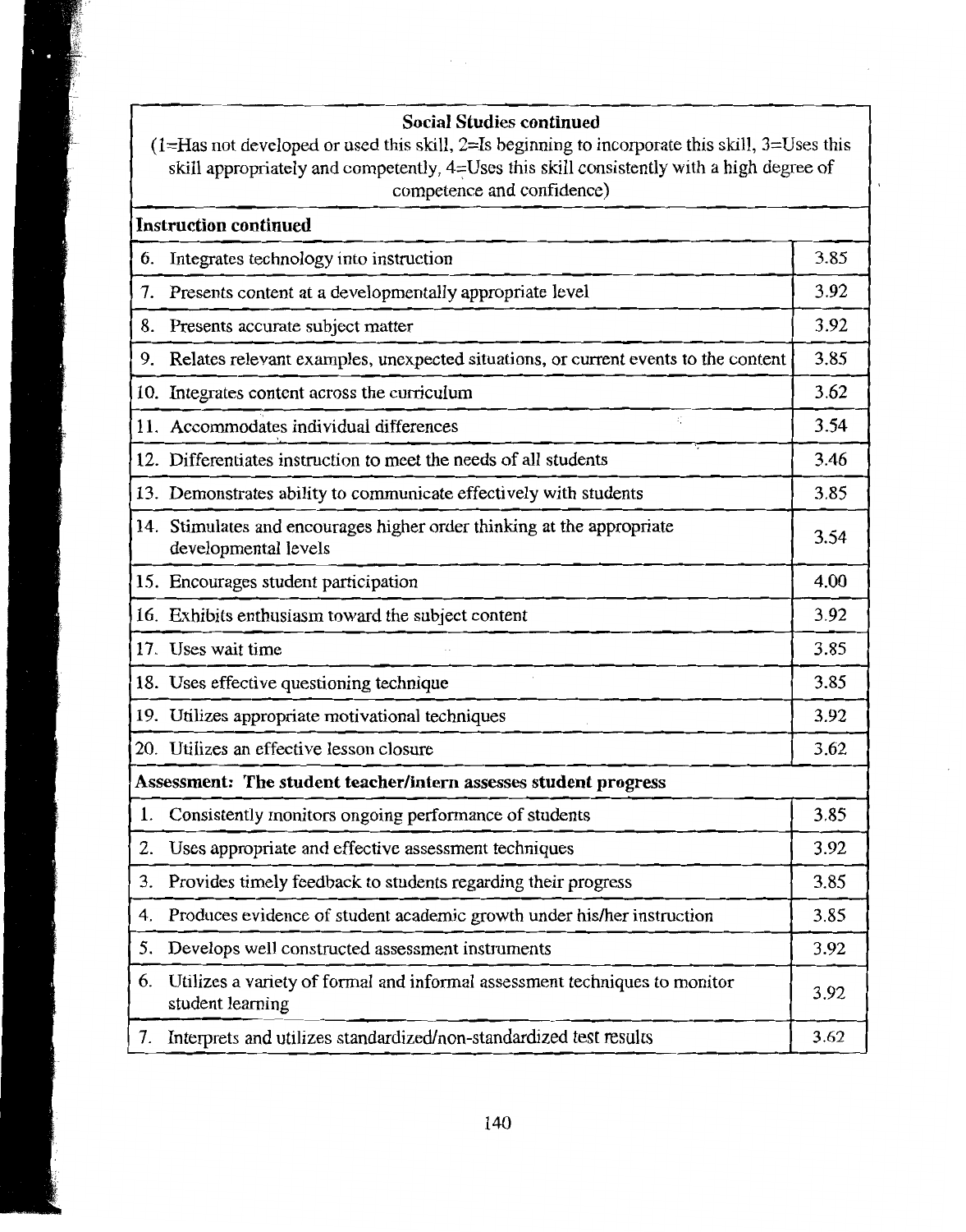| **Social Studies continued**<br>(1=Has not developed or used this skill, 2=Is beginning to incorporate this skill, 3=Uses this skill appropriately and competently, 4=Uses this skill consistently with a high degree of competence and confidence) | |
|---|---|
| **Instruction continued** | |
| 6. Integrates technology into instruction | 3.85 |
| 7. Presents content at a developmentally appropriate level | 3.92 |
| 8. Presents accurate subject matter | 3.92 |
| 9. Relates relevant examples, unexpected situations, or current events to the content | 3.85 |
| 10. Integrates content across the curriculum | 3.62 |
| 11. Accommodates individual differences | 3.54 |
| 12. Differentiates instruction to meet the needs of all students | 3.46 |
| 13. Demonstrates ability to communicate effectively with students | 3.85 |
| 14. Stimulates and encourages higher order thinking at the appropriate developmental levels | 3.54 |
| 15. Encourages student participation | 4.00 |
| 16. Exhibits enthusiasm toward the subject content | 3.92 |
| 17. Uses wait time | 3.85 |
| 18. Uses effective questioning technique | 3.85 |
| 19. Utilizes appropriate motivational techniques | 3.92 |
| 20. Utilizes an effective lesson closure | 3.62 |
| **Assessment: The student teacher/intern assesses student progress** | |
| 1. Consistently monitors ongoing performance of students | 3.85 |
| 2. Uses appropriate and effective assessment techniques | 3.92 |
| 3. Provides timely feedback to students regarding their progress | 3.85 |
| 4. Produces evidence of student academic growth under his/her instruction | 3.85 |
| 5. Develops well constructed assessment instruments | 3.92 |
| 6. Utilizes a variety of formal and informal assessment techniques to monitor student learning | 3.92 |
| 7. Interprets and utilizes standardized/non-standardized test results | 3.62 |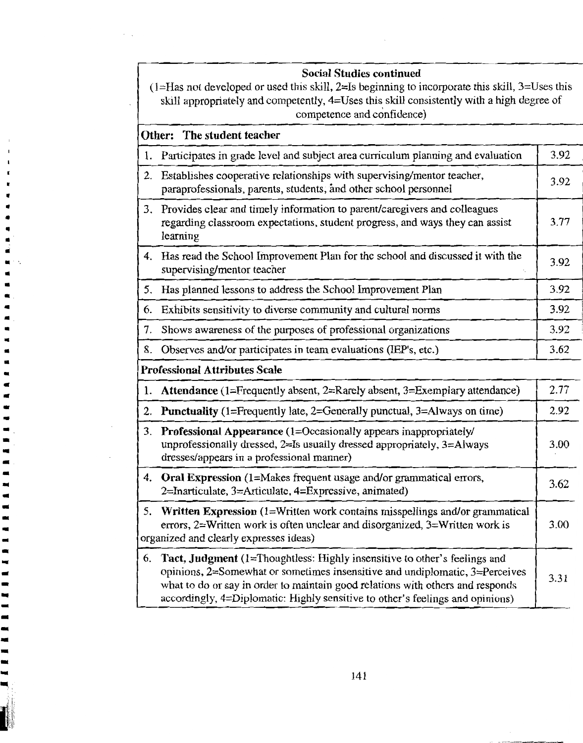| **Social Studies continued**<br>(1=Has not developed or used this skill, 2=Is beginning to incorporate this skill, 3=Uses this skill appropriately and competently, 4=Uses this skill consistently with a high degree of competence and confidence) | |
|---|---|
| **Other: The student teacher** | |
| 1. Participates in grade level and subject area curriculum planning and evaluation | 3.92 |
| 2. Establishes cooperative relationships with supervising/mentor teacher, paraprofessionals, parents, students, and other school personnel | 3.92 |
| 3. Provides clear and timely information to parent/caregivers and colleagues regarding classroom expectations, student progress, and ways they can assist learning | 3.77 |
| 4. Has read the School Improvement Plan for the school and discussed it with the supervising/mentor teacher | 3.92 |
| 5. Has planned lessons to address the School Improvement Plan | 3.92 |
| 6. Exhibits sensitivity to diverse community and cultural norms | 3.92 |
| 7. Shows awareness of the purposes of professional organizations | 3.92 |
| 8. Observes and/or participates in team evaluations (IEP's, etc.) | 3.62 |
| **Professional Attributes Scale** | |
| 1. **Attendance** (1=Frequently absent, 2=Rarely absent, 3=Exemplary attendance) | 2.77 |
| 2. **Punctuality** (1=Frequently late, 2=Generally punctual, 3=Always on time) | 2.92 |
| 3. **Professional Appearance** (1=Occasionally appears inappropriately/ unprofessionally dressed, 2=Is usually dressed appropriately, 3=Always dresses/appears in a professional manner) | 3.00 |
| 4. **Oral Expression** (1=Makes frequent usage and/or grammatical errors, 2=Inarticulate, 3=Articulate, 4=Expressive, animated) | 3.62 |
| 5. **Written Expression** (1=Written work contains misspellings and/or grammatical errors, 2=Written work is often unclear and disorganized, 3=Written work is organized and clearly expresses ideas) | 3.00 |
| 6. **Tact, Judgment** (1=Thoughtless: Highly insensitive to other's feelings and opinions, 2=Somewhat or sometimes insensitive and undiplomatic, 3=Perceives what to do or say in order to maintain good relations with others and responds accordingly, 4=Diplomatic: Highly sensitive to other's feelings and opinions) | 3.31 |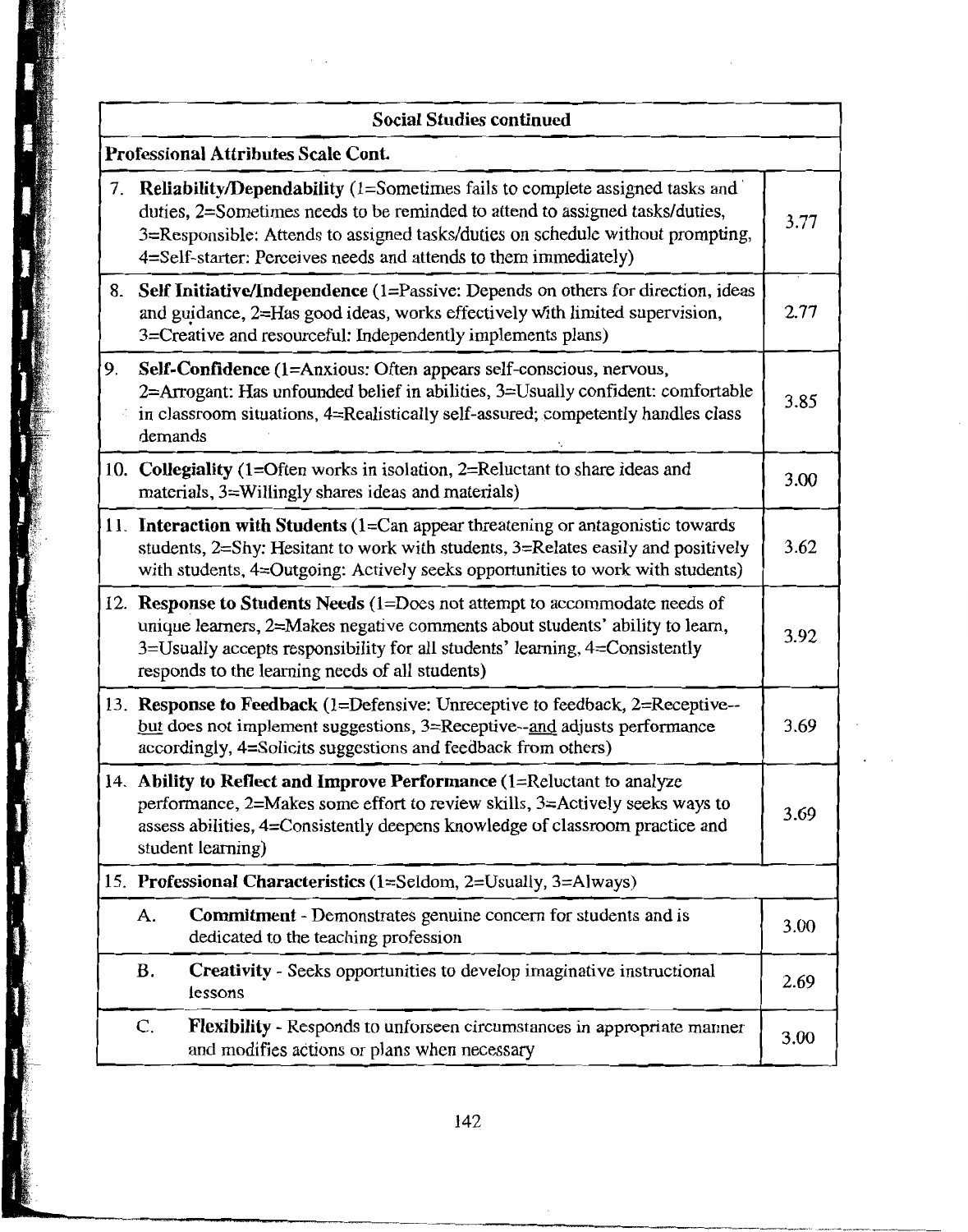| Social Studies continued | |
|---|---|
| **Professional Attributes Scale Cont.** | |
| 7. **Reliability/Dependability** (1=Sometimes fails to complete assigned tasks and duties, 2=Sometimes needs to be reminded to attend to assigned tasks/duties, 3=Responsible: Attends to assigned tasks/duties on schedule without prompting, 4=Self-starter: Perceives needs and attends to them immediately) | 3.77 |
| 8. **Self Initiative/Independence** (1=Passive: Depends on others for direction, ideas and guidance, 2=Has good ideas, works effectively with limited supervision, 3=Creative and resourceful: Independently implements plans) | 2.77 |
| 9. **Self-Confidence** (1=Anxious: Often appears self-conscious, nervous, 2=Arrogant: Has unfounded belief in abilities, 3=Usually confident: comfortable in classroom situations, 4=Realistically self-assured; competently handles class demands | 3.85 |
| 10. **Collegiality** (1=Often works in isolation, 2=Reluctant to share ideas and materials, 3=Willingly shares ideas and materials) | 3.00 |
| 11. **Interaction with Students** (1=Can appear threatening or antagonistic towards students, 2=Shy: Hesitant to work with students, 3=Relates easily and positively with students, 4=Outgoing: Actively seeks opportunities to work with students) | 3.62 |
| 12. **Response to Students Needs** (1=Does not attempt to accommodate needs of unique learners, 2=Makes negative comments about students' ability to learn, 3=Usually accepts responsibility for all students' learning, 4=Consistently responds to the learning needs of all students) | 3.92 |
| 13. **Response to Feedback** (1=Defensive: Unreceptive to feedback, 2=Receptive--<u>but</u> does not implement suggestions, 3=Receptive--<u>and</u> adjusts performance accordingly, 4=Solicits suggestions and feedback from others) | 3.69 |
| 14. **Ability to Reflect and Improve Performance** (1=Reluctant to analyze performance, 2=Makes some effort to review skills, 3=Actively seeks ways to assess abilities, 4=Consistently deepens knowledge of classroom practice and student learning) | 3.69 |
| 15. **Professional Characteristics** (1=Seldom, 2=Usually, 3=Always) | |
| A. **Commitment** - Demonstrates genuine concern for students and is dedicated to the teaching profession | 3.00 |
| B. **Creativity** - Seeks opportunities to develop imaginative instructional lessons | 2.69 |
| C. **Flexibility** - Responds to unforseen circumstances in appropriate manner and modifies actions or plans when necessary | 3.00 |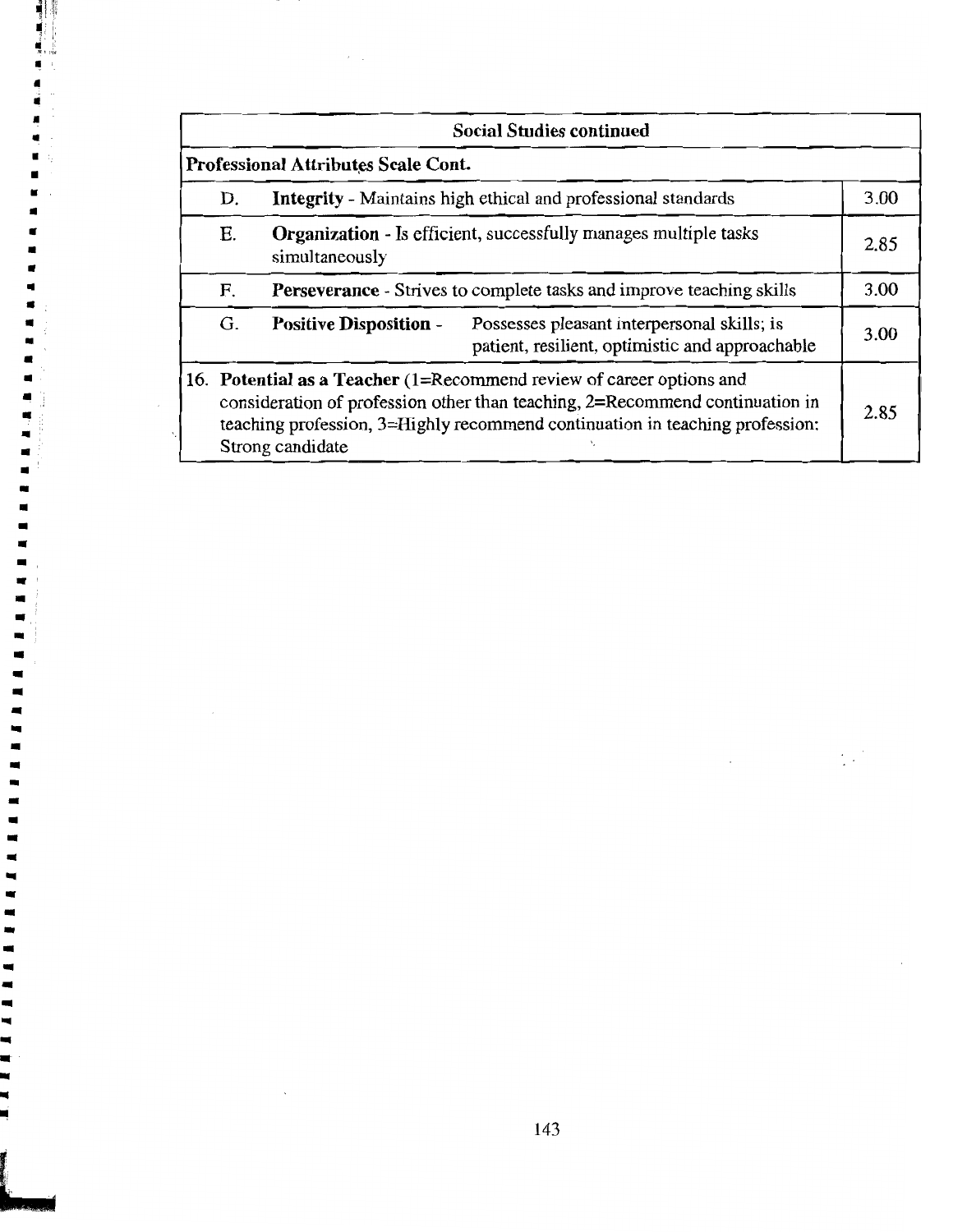| Social Studies continued | | |
|---|---|---|
| **Professional Attributes Scale Cont.** | | |
| D. | **Integrity** - Maintains high ethical and professional standards | 3.00 |
| E. | **Organization** - Is efficient, successfully manages multiple tasks simultaneously | 2.85 |
| F. | **Perseverance** - Strives to complete tasks and improve teaching skills | 3.00 |
| G. | **Positive Disposition** - Possesses pleasant interpersonal skills; is patient, resilient, optimistic and approachable | 3.00 |
| 16. | **Potential as a Teacher** (1=Recommend review of career options and consideration of profession other than teaching, 2=Recommend continuation in teaching profession, 3=Highly recommend continuation in teaching profession: Strong candidate | 2.85 |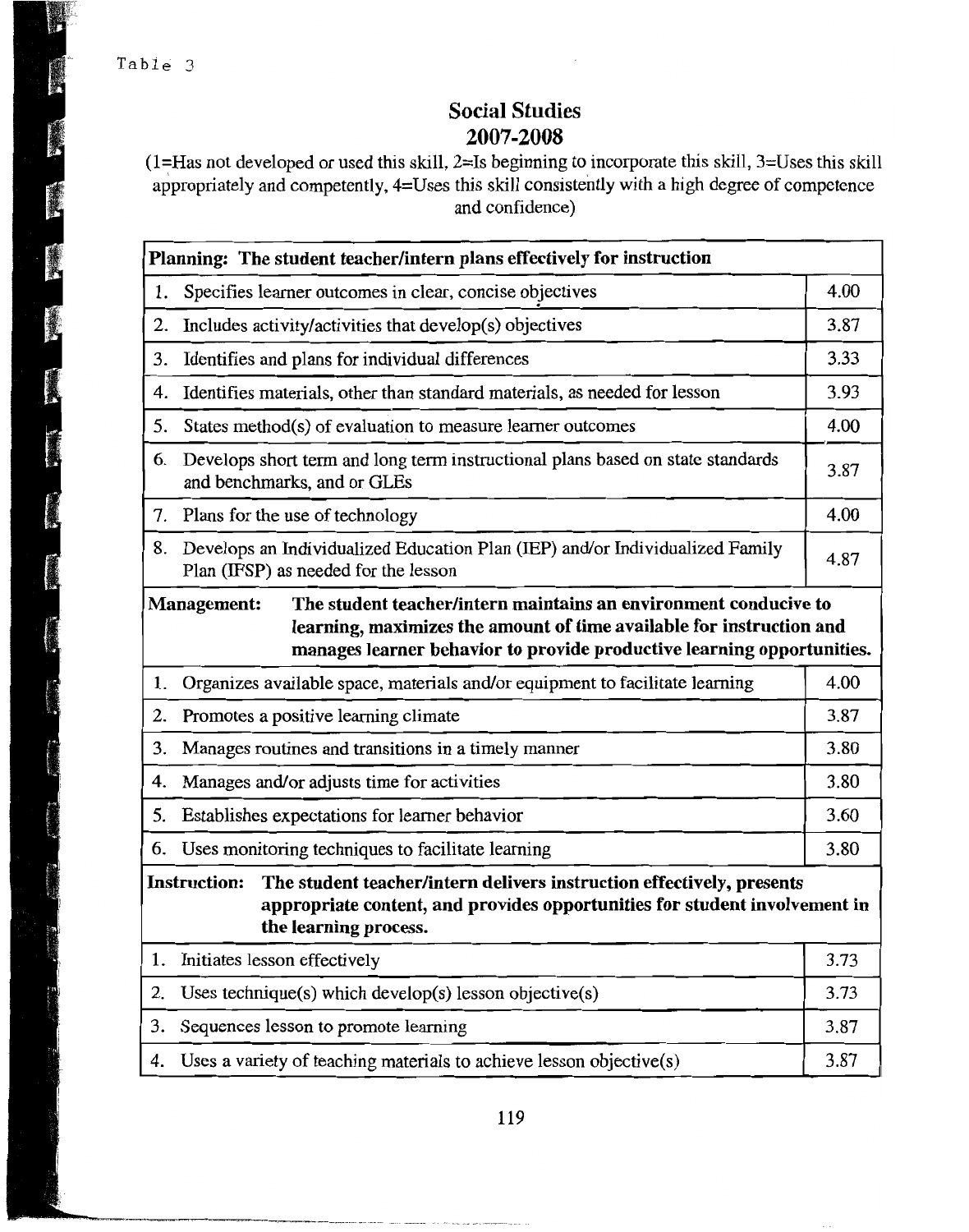Table 3

## Social Studies
## 2007-2008

(1=Has not developed or used this skill, 2=Is beginning to incorporate this skill, 3=Uses this skill appropriately and competently, 4=Uses this skill consistently with a high degree of competence and confidence)

| **Planning: The student teacher/intern plans effectively for instruction** | |
|---|---|
| 1. Specifies learner outcomes in clear, concise objectives | 4.00 |
| 2. Includes activity/activities that develop(s) objectives | 3.87 |
| 3. Identifies and plans for individual differences | 3.33 |
| 4. Identifies materials, other than standard materials, as needed for lesson | 3.93 |
| 5. States method(s) of evaluation to measure learner outcomes | 4.00 |
| 6. Develops short term and long term instructional plans based on state standards and benchmarks, and or GLEs | 3.87 |
| 7. Plans for the use of technology | 4.00 |
| 8. Develops an Individualized Education Plan (IEP) and/or Individualized Family Plan (IFSP) as needed for the lesson | 4.87 |
| **Management: The student teacher/intern maintains an environment conducive to learning, maximizes the amount of time available for instruction and manages learner behavior to provide productive learning opportunities.** | |
| 1. Organizes available space, materials and/or equipment to facilitate learning | 4.00 |
| 2. Promotes a positive learning climate | 3.87 |
| 3. Manages routines and transitions in a timely manner | 3.80 |
| 4. Manages and/or adjusts time for activities | 3.80 |
| 5. Establishes expectations for learner behavior | 3.60 |
| 6. Uses monitoring techniques to facilitate learning | 3.80 |
| **Instruction: The student teacher/intern delivers instruction effectively, presents appropriate content, and provides opportunities for student involvement in the learning process.** | |
| 1. Initiates lesson effectively | 3.73 |
| 2. Uses technique(s) which develop(s) lesson objective(s) | 3.73 |
| 3. Sequences lesson to promote learning | 3.87 |
| 4. Uses a variety of teaching materials to achieve lesson objective(s) | 3.87 |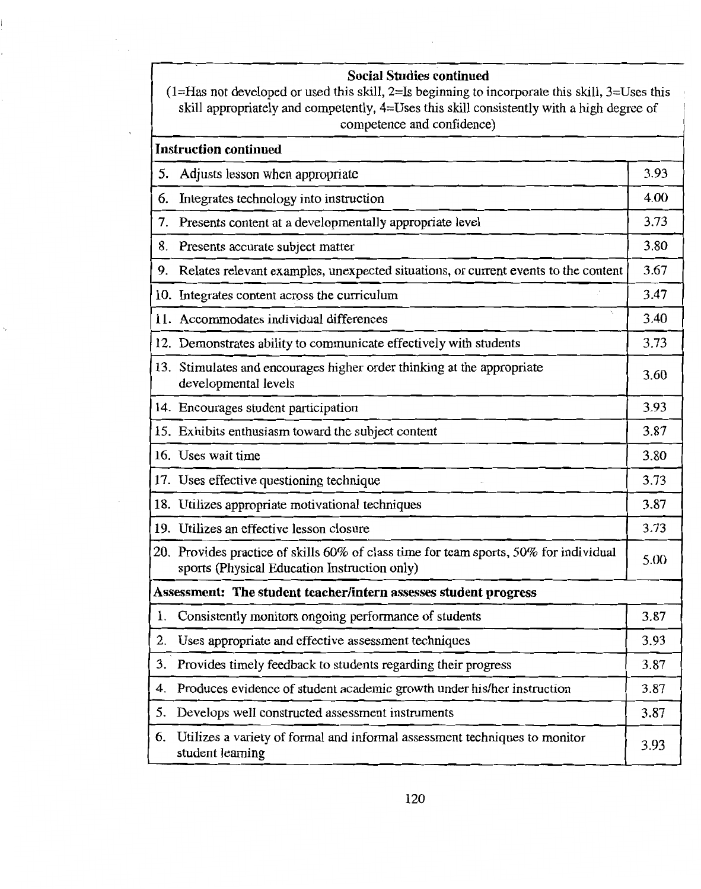| **Social Studies continued**<br>(1=Has not developed or used this skill, 2=Is beginning to incorporate this skill, 3=Uses this skill appropriately and competently, 4=Uses this skill consistently with a high degree of competence and confidence) | |
|---|---|
| **Instruction continued** | |
| 5. Adjusts lesson when appropriate | 3.93 |
| 6. Integrates technology into instruction | 4.00 |
| 7. Presents content at a developmentally appropriate level | 3.73 |
| 8. Presents accurate subject matter | 3.80 |
| 9. Relates relevant examples, unexpected situations, or current events to the content | 3.67 |
| 10. Integrates content across the curriculum | 3.47 |
| 11. Accommodates individual differences | 3.40 |
| 12. Demonstrates ability to communicate effectively with students | 3.73 |
| 13. Stimulates and encourages higher order thinking at the appropriate developmental levels | 3.60 |
| 14. Encourages student participation | 3.93 |
| 15. Exhibits enthusiasm toward the subject content | 3.87 |
| 16. Uses wait time | 3.80 |
| 17. Uses effective questioning technique | 3.73 |
| 18. Utilizes appropriate motivational techniques | 3.87 |
| 19. Utilizes an effective lesson closure | 3.73 |
| 20. Provides practice of skills 60% of class time for team sports, 50% for individual sports (Physical Education Instruction only) | 5.00 |
| **Assessment: The student teacher/intern assesses student progress** | |
| 1. Consistently monitors ongoing performance of students | 3.87 |
| 2. Uses appropriate and effective assessment techniques | 3.93 |
| 3. Provides timely feedback to students regarding their progress | 3.87 |
| 4. Produces evidence of student academic growth under his/her instruction | 3.87 |
| 5. Develops well constructed assessment instruments | 3.87 |
| 6. Utilizes a variety of formal and informal assessment techniques to monitor student learning | 3.93 |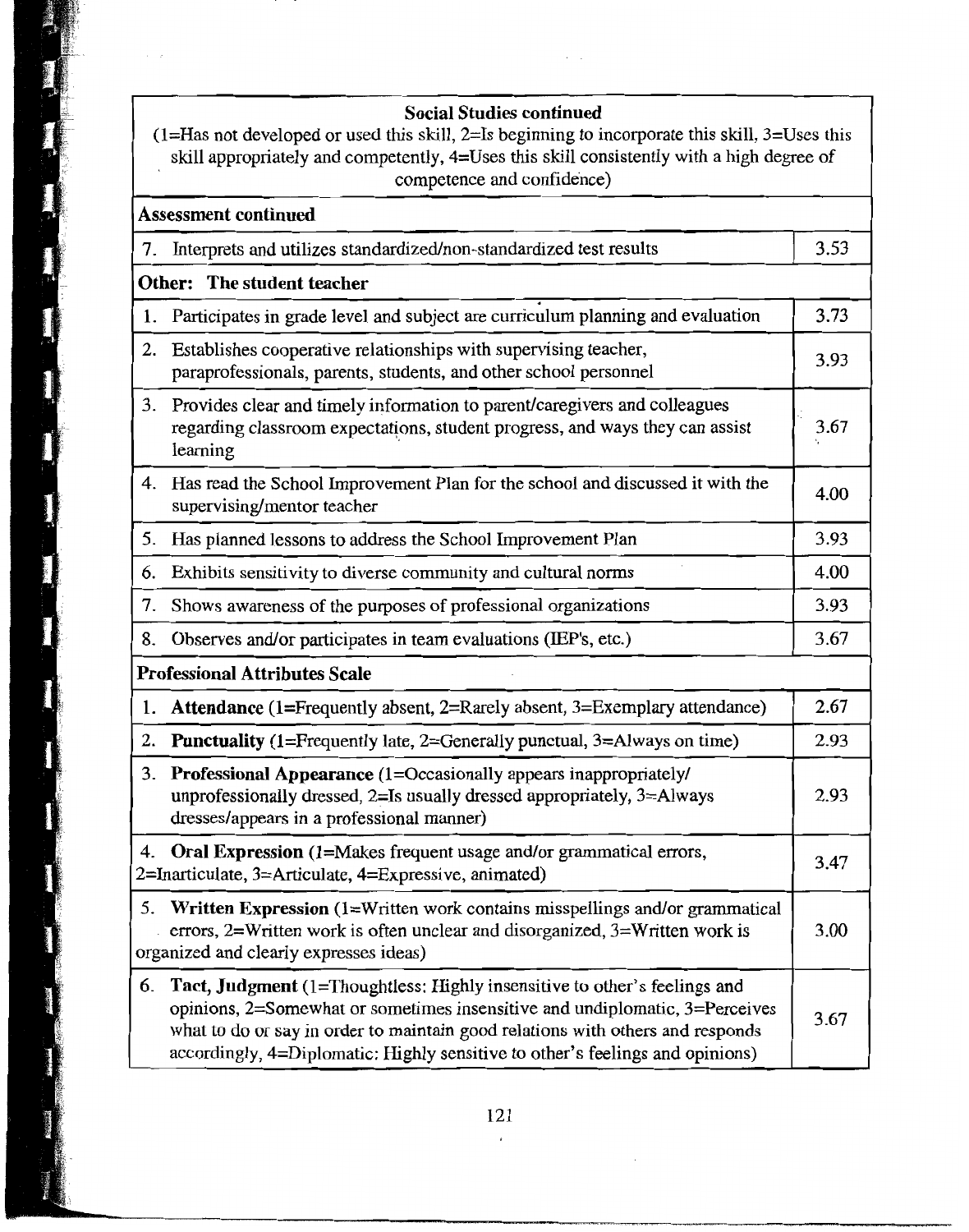**Social Studies continued**
(1=Has not developed or used this skill, 2=Is beginning to incorporate this skill, 3=Uses this skill appropriately and competently, 4=Uses this skill consistently with a high degree of competence and confidence)

| Item | Score |
|---|---|
| **Assessment continued** | |
| 7. Interprets and utilizes standardized/non-standardized test results | 3.53 |
| **Other: The student teacher** | |
| 1. Participates in grade level and subject are curriculum planning and evaluation | 3.73 |
| 2. Establishes cooperative relationships with supervising teacher, paraprofessionals, parents, students, and other school personnel | 3.93 |
| 3. Provides clear and timely information to parent/caregivers and colleagues regarding classroom expectations, student progress, and ways they can assist learning | 3.67 |
| 4. Has read the School Improvement Plan for the school and discussed it with the supervising/mentor teacher | 4.00 |
| 5. Has planned lessons to address the School Improvement Plan | 3.93 |
| 6. Exhibits sensitivity to diverse community and cultural norms | 4.00 |
| 7. Shows awareness of the purposes of professional organizations | 3.93 |
| 8. Observes and/or participates in team evaluations (IEP's, etc.) | 3.67 |
| **Professional Attributes Scale** | |
| 1. **Attendance** (1=Frequently absent, 2=Rarely absent, 3=Exemplary attendance) | 2.67 |
| 2. **Punctuality** (1=Frequently late, 2=Generally punctual, 3=Always on time) | 2.93 |
| 3. **Professional Appearance** (1=Occasionally appears inappropriately/ unprofessionally dressed, 2=Is usually dressed appropriately, 3=Always dresses/appears in a professional manner) | 2.93 |
| 4. **Oral Expression** (1=Makes frequent usage and/or grammatical errors, 2=Inarticulate, 3=Articulate, 4=Expressive, animated) | 3.47 |
| 5. **Written Expression** (1=Written work contains misspellings and/or grammatical errors, 2=Written work is often unclear and disorganized, 3=Written work is organized and clearly expresses ideas) | 3.00 |
| 6. **Tact, Judgment** (1=Thoughtless: Highly insensitive to other's feelings and opinions, 2=Somewhat or sometimes insensitive and undiplomatic, 3=Perceives what to do or say in order to maintain good relations with others and responds accordingly, 4=Diplomatic: Highly sensitive to other's feelings and opinions) | 3.67 |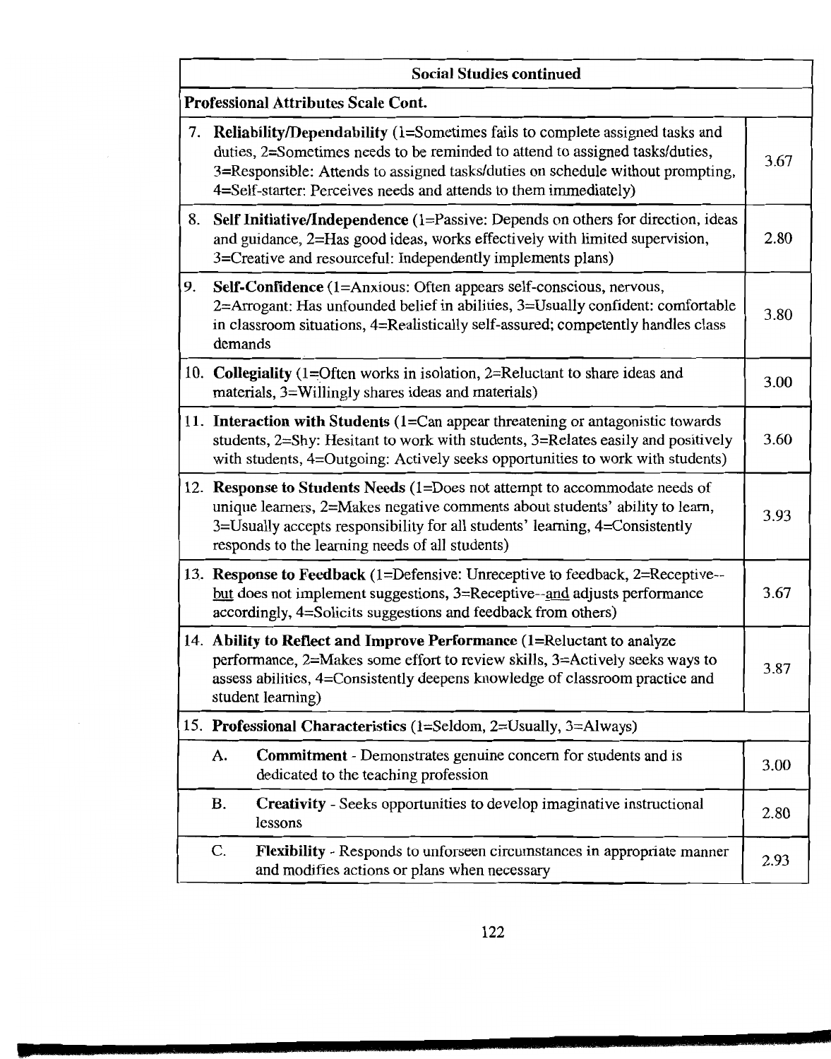| Social Studies continued | |
|---|---|
| **Professional Attributes Scale Cont.** | |
| 7. **Reliability/Dependability** (1=Sometimes fails to complete assigned tasks and duties, 2=Sometimes needs to be reminded to attend to assigned tasks/duties, 3=Responsible: Attends to assigned tasks/duties on schedule without prompting, 4=Self-starter: Perceives needs and attends to them immediately) | 3.67 |
| 8. **Self Initiative/Independence** (1=Passive: Depends on others for direction, ideas and guidance, 2=Has good ideas, works effectively with limited supervision, 3=Creative and resourceful: Independently implements plans) | 2.80 |
| 9. **Self-Confidence** (1=Anxious: Often appears self-conscious, nervous, 2=Arrogant: Has unfounded belief in abilities, 3=Usually confident: comfortable in classroom situations, 4=Realistically self-assured; competently handles class demands | 3.80 |
| 10. **Collegiality** (1=Often works in isolation, 2=Reluctant to share ideas and materials, 3=Willingly shares ideas and materials) | 3.00 |
| 11. **Interaction with Students** (1=Can appear threatening or antagonistic towards students, 2=Shy: Hesitant to work with students, 3=Relates easily and positively with students, 4=Outgoing: Actively seeks opportunities to work with students) | 3.60 |
| 12. **Response to Students Needs** (1=Does not attempt to accommodate needs of unique learners, 2=Makes negative comments about students' ability to learn, 3=Usually accepts responsibility for all students' learning, 4=Consistently responds to the learning needs of all students) | 3.93 |
| 13. **Response to Feedback** (1=Defensive: Unreceptive to feedback, 2=Receptive--but does not implement suggestions, 3=Receptive--and adjusts performance accordingly, 4=Solicits suggestions and feedback from others) | 3.67 |
| 14. **Ability to Reflect and Improve Performance** (1=Reluctant to analyze performance, 2=Makes some effort to review skills, 3=Actively seeks ways to assess abilities, 4=Consistently deepens knowledge of classroom practice and student learning) | 3.87 |
| 15. **Professional Characteristics** (1=Seldom, 2=Usually, 3=Always) | |
| A. **Commitment** - Demonstrates genuine concern for students and is dedicated to the teaching profession | 3.00 |
| B. **Creativity** - Seeks opportunities to develop imaginative instructional lessons | 2.80 |
| C. **Flexibility** - Responds to unforseen circumstances in appropriate manner and modifies actions or plans when necessary | 2.93 |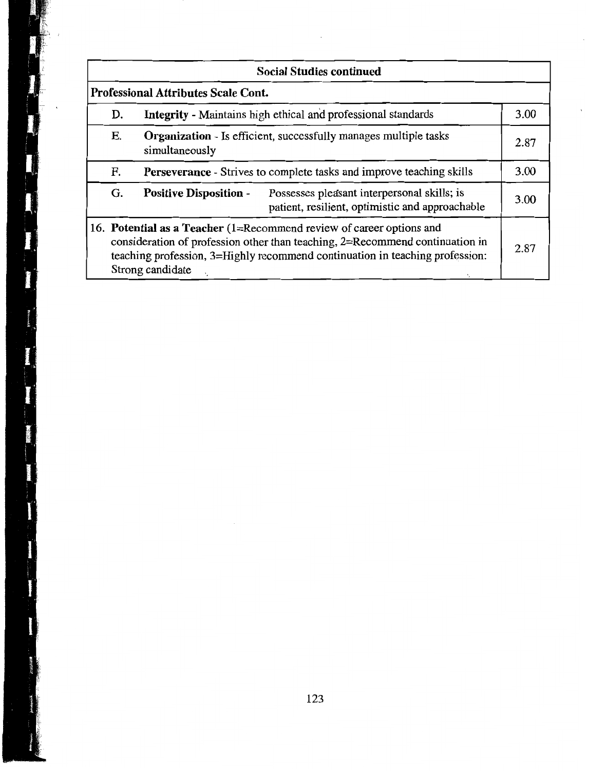| Social Studies continued | | |
|---|---|---|
| **Professional Attributes Scale Cont.** | | |
| D. | **Integrity** - Maintains high ethical and professional standards | 3.00 |
| E. | **Organization** - Is efficient, successfully manages multiple tasks simultaneously | 2.87 |
| F. | **Perseverance** - Strives to complete tasks and improve teaching skills | 3.00 |
| G. | **Positive Disposition** - Possesses pleasant interpersonal skills; is patient, resilient, optimistic and approachable | 3.00 |
| 16. | **Potential as a Teacher** (1=Recommend review of career options and consideration of profession other than teaching, 2=Recommend continuation in teaching profession, 3=Highly recommend continuation in teaching profession: Strong candidate | 2.87 |